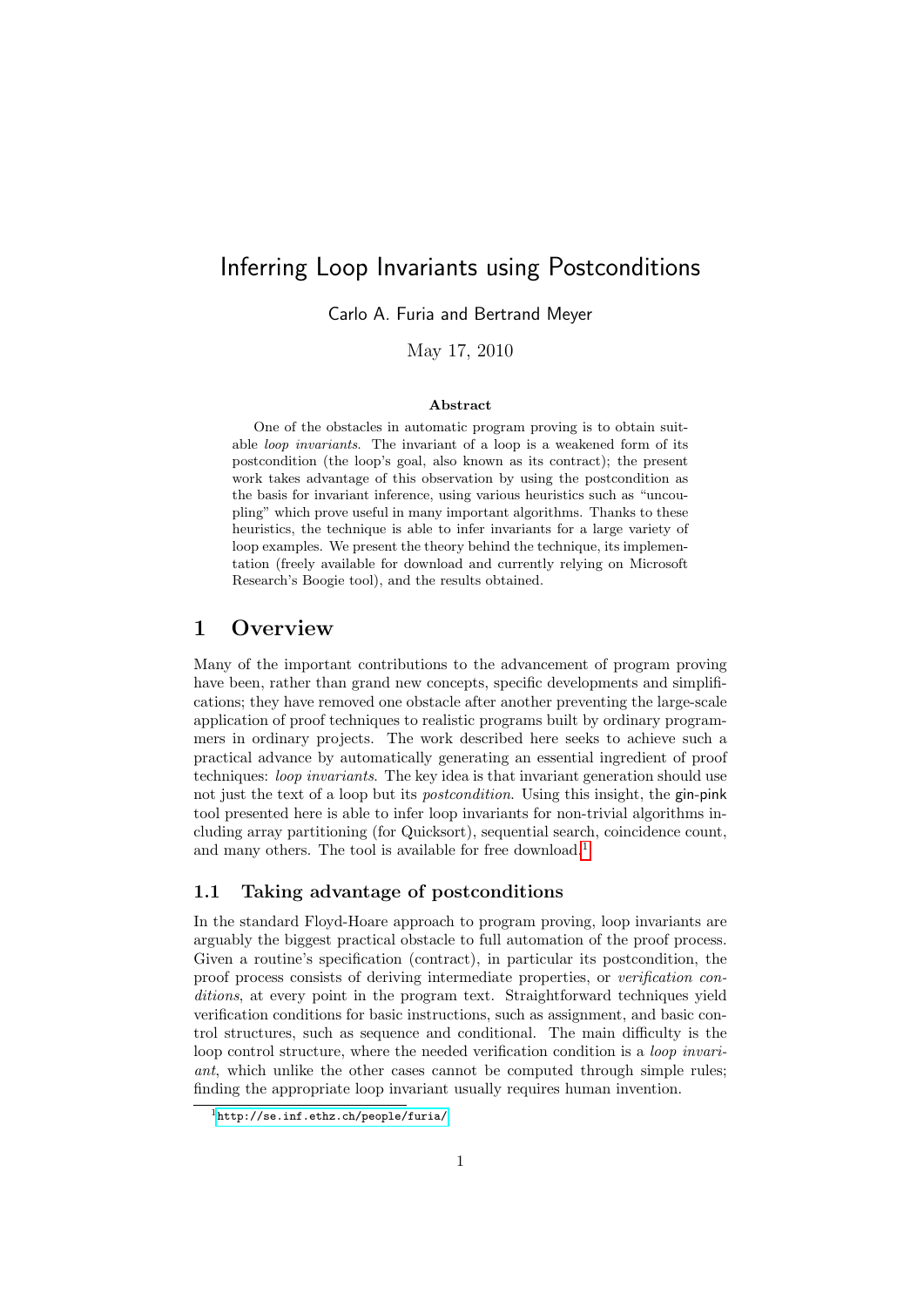# Inferring Loop Invariants using Postconditions

Carlo A. Furia and Bertrand Meyer

May 17, 2010

**Abstract**

One of the obstacles in automatic program proving is to obtain suitable *loop invariants*. The invariant of a loop is a weakened form of its postcondition (the loop's goal, also known as its contract); the present work takes advantage of this observation by using the postcondition as the basis for invariant inference, using various heuristics such as "uncoupling" which prove useful in many important algorithms. Thanks to these heuristics, the technique is able to infer invariants for a large variety of loop examples. We present the theory behind the technique, its implementation (freely available for download and currently relying on Microsoft Research's Boogie tool), and the results obtained.

## 1 Overview

Many of the important contributions to the advancement of program proving have been, rather than grand new concepts, specific developments and simplifications; they have removed one obstacle after another preventing the large-scale application of proof techniques to realistic programs built by ordinary programmers in ordinary projects. The work described here seeks to achieve such a practical advance by automatically generating an essential ingredient of proof techniques: *loop invariants*. The key idea is that invariant generation should use not just the text of a loop but its *postcondition*. Using this insight, the gin-pink tool presented here is able to infer loop invariants for non-trivial algorithms including array partitioning (for Quicksort), sequential search, coincidence count, and many others. The tool is available for free download.[1]

### 1.1 Taking advantage of postconditions

In the standard Floyd-Hoare approach to program proving, loop invariants are arguably the biggest practical obstacle to full automation of the proof process. Given a routine's specification (contract), in particular its postcondition, the proof process consists of deriving intermediate properties, or *verification conditions*, at every point in the program text. Straightforward techniques yield verification conditions for basic instructions, such as assignment, and basic control structures, such as sequence and conditional. The main difficulty is the loop control structure, where the needed verification condition is a *loop invariant*, which unlike the other cases cannot be computed through simple rules; finding the appropriate loop invariant usually requires human invention.

[1] http://se.inf.ethz.ch/people/furia/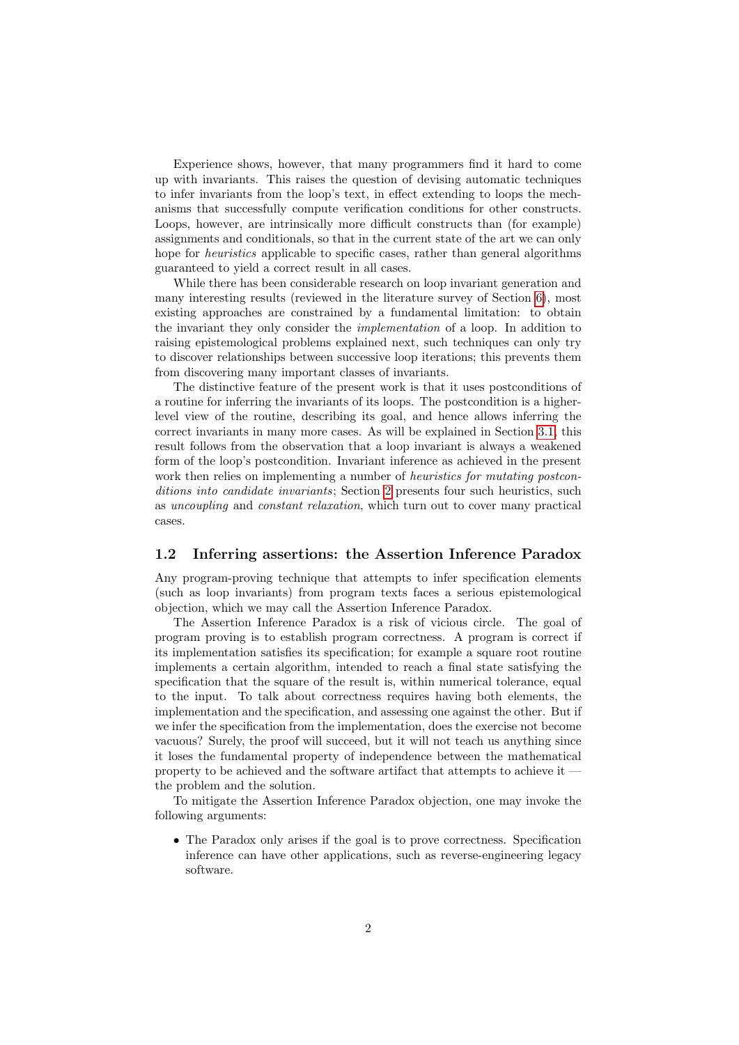Experience shows, however, that many programmers find it hard to come up with invariants. This raises the question of devising automatic techniques to infer invariants from the loop's text, in effect extending to loops the mechanisms that successfully compute verification conditions for other constructs. Loops, however, are intrinsically more difficult constructs than (for example) assignments and conditionals, so that in the current state of the art we can only hope for *heuristics* applicable to specific cases, rather than general algorithms guaranteed to yield a correct result in all cases.

While there has been considerable research on loop invariant generation and many interesting results (reviewed in the literature survey of Section 6), most existing approaches are constrained by a fundamental limitation: to obtain the invariant they only consider the *implementation* of a loop. In addition to raising epistemological problems explained next, such techniques can only try to discover relationships between successive loop iterations; this prevents them from discovering many important classes of invariants.

The distinctive feature of the present work is that it uses postconditions of a routine for inferring the invariants of its loops. The postcondition is a higher-level view of the routine, describing its goal, and hence allows inferring the correct invariants in many more cases. As will be explained in Section 3.1, this result follows from the observation that a loop invariant is always a weakened form of the loop's postcondition. Invariant inference as achieved in the present work then relies on implementing a number of *heuristics for mutating postconditions into candidate invariants*; Section 2 presents four such heuristics, such as *uncoupling* and *constant relaxation*, which turn out to cover many practical cases.

## 1.2 Inferring assertions: the Assertion Inference Paradox

Any program-proving technique that attempts to infer specification elements (such as loop invariants) from program texts faces a serious epistemological objection, which we may call the Assertion Inference Paradox.

The Assertion Inference Paradox is a risk of vicious circle. The goal of program proving is to establish program correctness. A program is correct if its implementation satisfies its specification; for example a square root routine implements a certain algorithm, intended to reach a final state satisfying the specification that the square of the result is, within numerical tolerance, equal to the input. To talk about correctness requires having both elements, the implementation and the specification, and assessing one against the other. But if we infer the specification from the implementation, does the exercise not become vacuous? Surely, the proof will succeed, but it will not teach us anything since it loses the fundamental property of independence between the mathematical property to be achieved and the software artifact that attempts to achieve it — the problem and the solution.

To mitigate the Assertion Inference Paradox objection, one may invoke the following arguments:

- The Paradox only arises if the goal is to prove correctness. Specification inference can have other applications, such as reverse-engineering legacy software.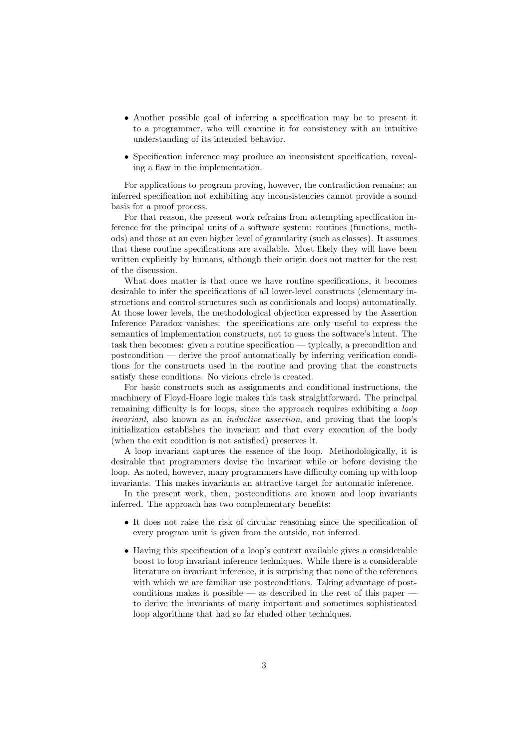- Another possible goal of inferring a specification may be to present it to a programmer, who will examine it for consistency with an intuitive understanding of its intended behavior.

- Specification inference may produce an inconsistent specification, revealing a flaw in the implementation.

For applications to program proving, however, the contradiction remains; an inferred specification not exhibiting any inconsistencies cannot provide a sound basis for a proof process.

For that reason, the present work refrains from attempting specification inference for the principal units of a software system: routines (functions, methods) and those at an even higher level of granularity (such as classes). It assumes that these routine specifications are available. Most likely they will have been written explicitly by humans, although their origin does not matter for the rest of the discussion.

What does matter is that once we have routine specifications, it becomes desirable to infer the specifications of all lower-level constructs (elementary instructions and control structures such as conditionals and loops) automatically. At those lower levels, the methodological objection expressed by the Assertion Inference Paradox vanishes: the specifications are only useful to express the semantics of implementation constructs, not to guess the software's intent. The task then becomes: given a routine specification — typically, a precondition and postcondition — derive the proof automatically by inferring verification conditions for the constructs used in the routine and proving that the constructs satisfy these conditions. No vicious circle is created.

For basic constructs such as assignments and conditional instructions, the machinery of Floyd-Hoare logic makes this task straightforward. The principal remaining difficulty is for loops, since the approach requires exhibiting a *loop invariant*, also known as an *inductive assertion*, and proving that the loop's initialization establishes the invariant and that every execution of the body (when the exit condition is not satisfied) preserves it.

A loop invariant captures the essence of the loop. Methodologically, it is desirable that programmers devise the invariant while or before devising the loop. As noted, however, many programmers have difficulty coming up with loop invariants. This makes invariants an attractive target for automatic inference.

In the present work, then, postconditions are known and loop invariants inferred. The approach has two complementary benefits:

- It does not raise the risk of circular reasoning since the specification of every program unit is given from the outside, not inferred.

- Having this specification of a loop's context available gives a considerable boost to loop invariant inference techniques. While there is a considerable literature on invariant inference, it is surprising that none of the references with which we are familiar use postconditions. Taking advantage of postconditions makes it possible — as described in the rest of this paper — to derive the invariants of many important and sometimes sophisticated loop algorithms that had so far eluded other techniques.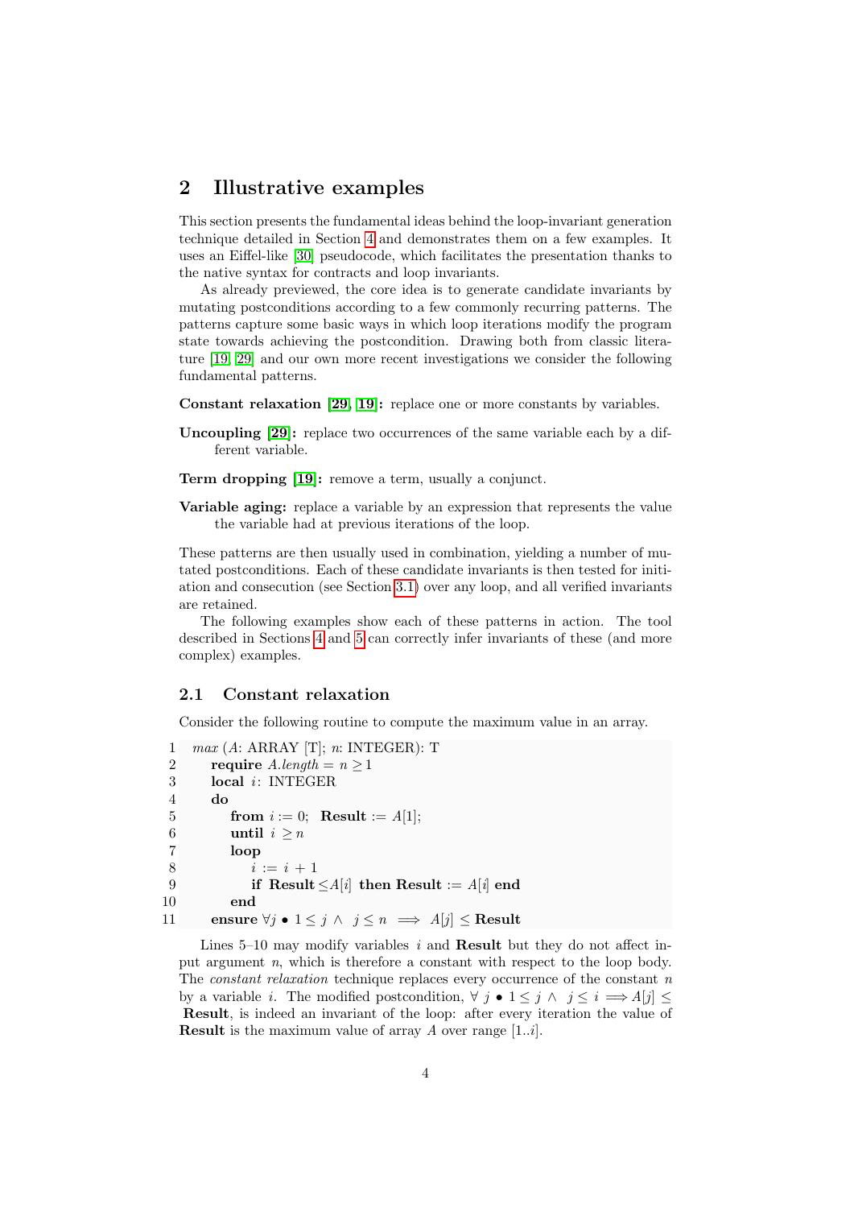## 2 Illustrative examples

This section presents the fundamental ideas behind the loop-invariant generation technique detailed in Section 4 and demonstrates them on a few examples. It uses an Eiffel-like [30] pseudocode, which facilitates the presentation thanks to the native syntax for contracts and loop invariants.

As already previewed, the core idea is to generate candidate invariants by mutating postconditions according to a few commonly recurring patterns. The patterns capture some basic ways in which loop iterations modify the program state towards achieving the postcondition. Drawing both from classic literature [19, 29] and our own more recent investigations we consider the following fundamental patterns.

**Constant relaxation [29, 19]:** replace one or more constants by variables.

**Uncoupling [29]:** replace two occurrences of the same variable each by a different variable.

**Term dropping [19]:** remove a term, usually a conjunct.

**Variable aging:** replace a variable by an expression that represents the value the variable had at previous iterations of the loop.

These patterns are then usually used in combination, yielding a number of mutated postconditions. Each of these candidate invariants is then tested for initiation and consecution (see Section 3.1) over any loop, and all verified invariants are retained.

The following examples show each of these patterns in action. The tool described in Sections 4 and 5 can correctly infer invariants of these (and more complex) examples.

### 2.1 Constant relaxation

Consider the following routine to compute the maximum value in an array.

```
1   max (A: ARRAY [T]; n: INTEGER): T
2       require A.length = n ≥ 1
3       local i: INTEGER
4       do
5           from i := 0; Result := A[1];
6           until i ≥ n
7           loop
8               i := i + 1
9               if Result ≤ A[i] then Result := A[i] end
10          end
11      ensure ∀j • 1 ≤ j ∧ j ≤ n ⟹ A[j] ≤ Result
```

Lines 5–10 may modify variables $i$ and **Result** but they do not affect input argument $n$, which is therefore a constant with respect to the loop body. The *constant relaxation* technique replaces every occurrence of the constant $n$ by a variable $i$. The modified postcondition, $\forall\, j \bullet 1 \leq j \wedge j \leq i \Longrightarrow A[j] \leq$ **Result**, is indeed an invariant of the loop: after every iteration the value of **Result** is the maximum value of array $A$ over range $[1..i]$.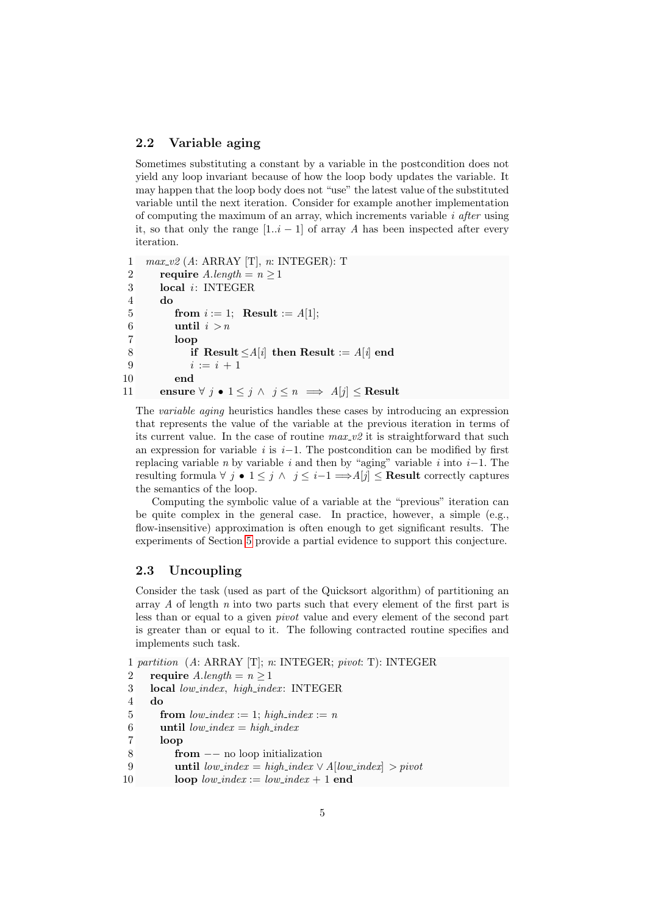### 2.2 Variable aging

Sometimes substituting a constant by a variable in the postcondition does not yield any loop invariant because of how the loop body updates the variable. It may happen that the loop body does not "use" the latest value of the substituted variable until the next iteration. Consider for example another implementation of computing the maximum of an array, which increments variable $i$ *after* using it, so that only the range $[1..i-1]$ of array $A$ has been inspected after every iteration.

```
1   max_v2 (A: ARRAY [T], n: INTEGER): T
2     require A.length = n ≥ 1
3     local i: INTEGER
4     do
5       from i := 1;  Result := A[1];
6       until i > n
7       loop
8         if Result ≤ A[i] then Result := A[i] end
9         i := i + 1
10      end
11    ensure ∀ j • 1 ≤ j ∧ j ≤ n ⟹ A[j] ≤ Result
```

The *variable aging* heuristics handles these cases by introducing an expression that represents the value of the variable at the previous iteration in terms of its current value. In the case of routine *max_v2* it is straightforward that such an expression for variable $i$ is $i-1$. The postcondition can be modified by first replacing variable $n$ by variable $i$ and then by "aging" variable $i$ into $i-1$. The resulting formula $\forall\ j \bullet 1 \leq j \land\ j \leq i-1 \Longrightarrow A[j] \leq$ **Result** correctly captures the semantics of the loop.

Computing the symbolic value of a variable at the "previous" iteration can be quite complex in the general case. In practice, however, a simple (e.g., flow-insensitive) approximation is often enough to get significant results. The experiments of Section 5 provide a partial evidence to support this conjecture.

### 2.3 Uncoupling

Consider the task (used as part of the Quicksort algorithm) of partitioning an array $A$ of length $n$ into two parts such that every element of the first part is less than or equal to a given *pivot* value and every element of the second part is greater than or equal to it. The following contracted routine specifies and implements such task.

```
1  partition  (A: ARRAY [T]; n: INTEGER; pivot: T): INTEGER
2    require A.length = n ≥ 1
3    local low_index, high_index: INTEGER
4    do
5      from low_index := 1; high_index := n
6      until low_index = high_index
7      loop
8        from −− no loop initialization
9        until low_index = high_index ∨ A[low_index] > pivot
10       loop low_index := low_index + 1 end
```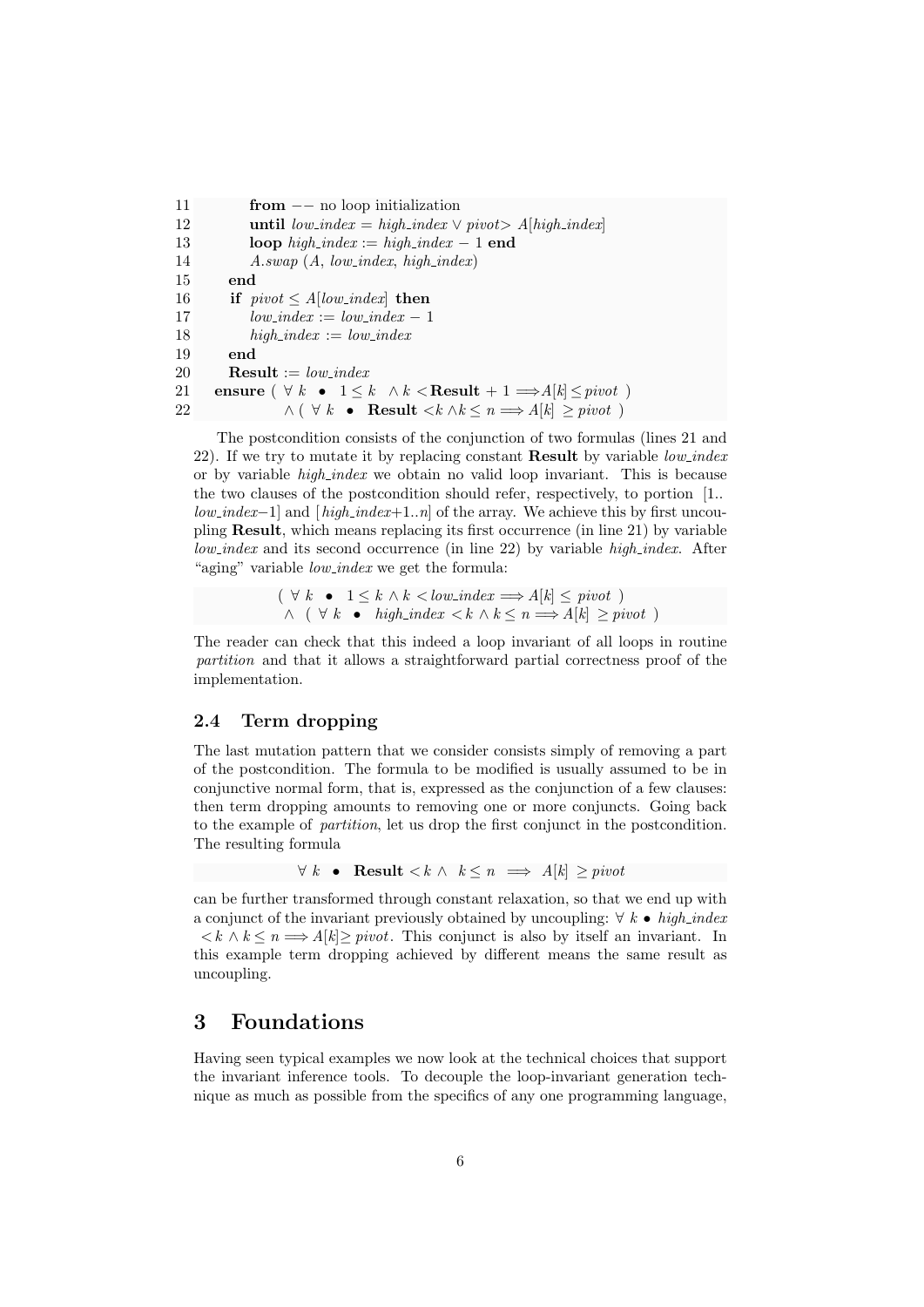```
11          from -- no loop initialization
12          until low_index = high_index ∨ pivot> A[high_index]
13          loop high_index := high_index − 1 end
14          A.swap (A, low_index, high_index)
15      end
16      if pivot ≤ A[low_index] then
17          low_index := low_index − 1
18          high_index := low_index
19      end
20      Result := low_index
21   ensure ( ∀ k • 1 ≤ k ∧ k < Result + 1 ⟹ A[k] ≤ pivot )
22            ∧ ( ∀ k • Result < k ∧ k ≤ n ⟹ A[k] ≥ pivot )
```

The postcondition consists of the conjunction of two formulas (lines 21 and 22). If we try to mutate it by replacing constant **Result** by variable *low_index* or by variable *high_index* we obtain no valid loop invariant. This is because the two clauses of the postcondition should refer, respectively, to portion [1.. *low_index*−1] and [*high_index*+1..*n*] of the array. We achieve this by first uncoupling **Result**, which means replacing its first occurrence (in line 21) by variable *low_index* and its second occurrence (in line 22) by variable *high_index*. After "aging" variable *low_index* we get the formula:

$$( \forall k \bullet 1 \leq k \wedge k < low\_index \Longrightarrow A[k] \leq pivot ) \\ \wedge ( \forall k \bullet high\_index < k \wedge k \leq n \Longrightarrow A[k] \geq pivot )$$

The reader can check that this indeed a loop invariant of all loops in routine *partition* and that it allows a straightforward partial correctness proof of the implementation.

## 2.4 Term dropping

The last mutation pattern that we consider consists simply of removing a part of the postcondition. The formula to be modified is usually assumed to be in conjunctive normal form, that is, expressed as the conjunction of a few clauses: then term dropping amounts to removing one or more conjuncts. Going back to the example of *partition*, let us drop the first conjunct in the postcondition. The resulting formula

$$\forall k \bullet \textbf{Result} < k \wedge k \leq n \Longrightarrow A[k] \geq pivot$$

can be further transformed through constant relaxation, so that we end up with a conjunct of the invariant previously obtained by uncoupling: $\forall k \bullet high\_index < k \wedge k \leq n \Longrightarrow A[k] \geq pivot$. This conjunct is also by itself an invariant. In this example term dropping achieved by different means the same result as uncoupling.

# 3 Foundations

Having seen typical examples we now look at the technical choices that support the invariant inference tools. To decouple the loop-invariant generation technique as much as possible from the specifics of any one programming language,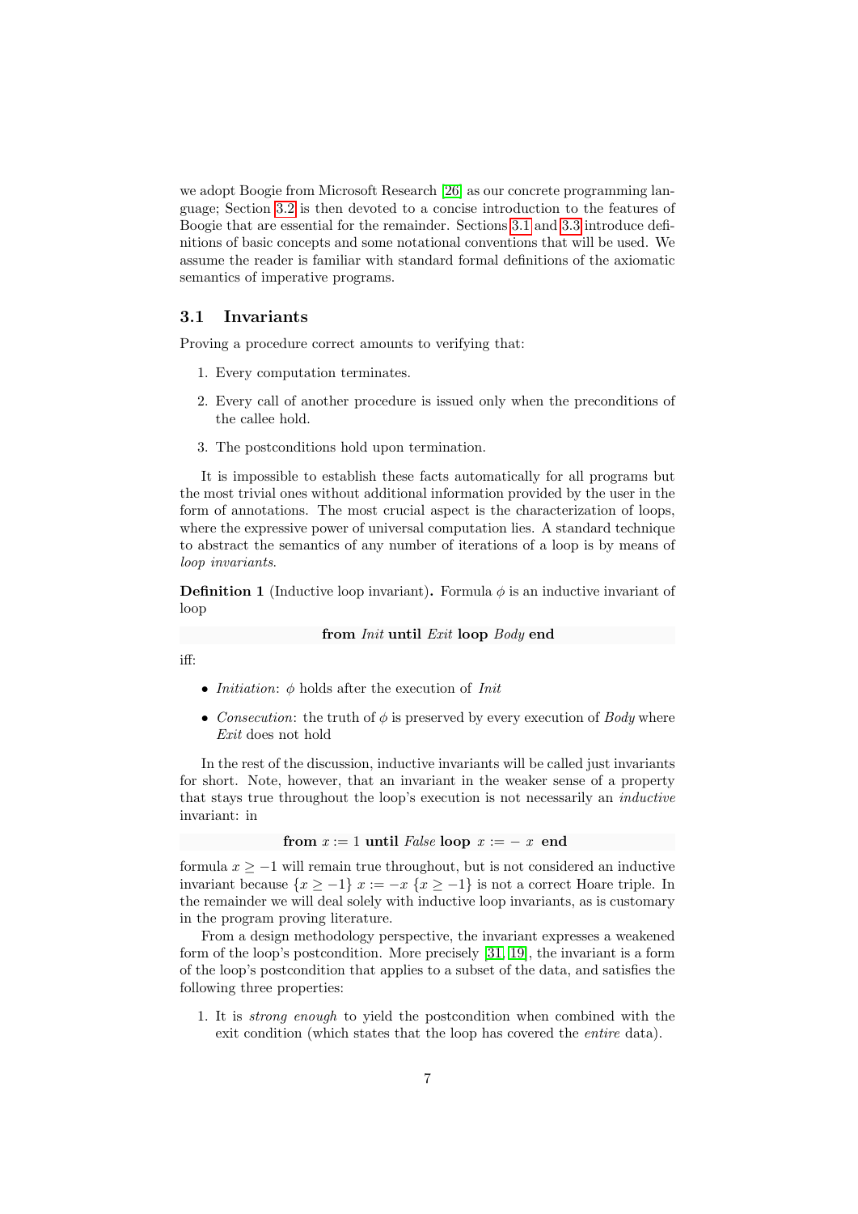we adopt Boogie from Microsoft Research [26] as our concrete programming language; Section 3.2 is then devoted to a concise introduction to the features of Boogie that are essential for the remainder. Sections 3.1 and 3.3 introduce definitions of basic concepts and some notational conventions that will be used. We assume the reader is familiar with standard formal definitions of the axiomatic semantics of imperative programs.

## 3.1 Invariants

Proving a procedure correct amounts to verifying that:

1. Every computation terminates.
2. Every call of another procedure is issued only when the preconditions of the callee hold.
3. The postconditions hold upon termination.

It is impossible to establish these facts automatically for all programs but the most trivial ones without additional information provided by the user in the form of annotations. The most crucial aspect is the characterization of loops, where the expressive power of universal computation lies. A standard technique to abstract the semantics of any number of iterations of a loop is by means of *loop invariants*.

**Definition 1** (Inductive loop invariant)**.** Formula $\phi$ is an inductive invariant of loop

**from** *Init* **until** *Exit* **loop** *Body* **end**

iff:

- *Initiation*: $\phi$ holds after the execution of *Init*
- *Consecution*: the truth of $\phi$ is preserved by every execution of *Body* where *Exit* does not hold

In the rest of the discussion, inductive invariants will be called just invariants for short. Note, however, that an invariant in the weaker sense of a property that stays true throughout the loop's execution is not necessarily an *inductive* invariant: in

**from** $x := 1$ **until** *False* **loop** $x := -\ x$ **end**

formula $x \geq -1$ will remain true throughout, but is not considered an inductive invariant because $\{x \geq -1\}\ x := -x\ \{x \geq -1\}$ is not a correct Hoare triple. In the remainder we will deal solely with inductive loop invariants, as is customary in the program proving literature.

From a design methodology perspective, the invariant expresses a weakened form of the loop's postcondition. More precisely [31, 19], the invariant is a form of the loop's postcondition that applies to a subset of the data, and satisfies the following three properties:

1. It is *strong enough* to yield the postcondition when combined with the exit condition (which states that the loop has covered the *entire* data).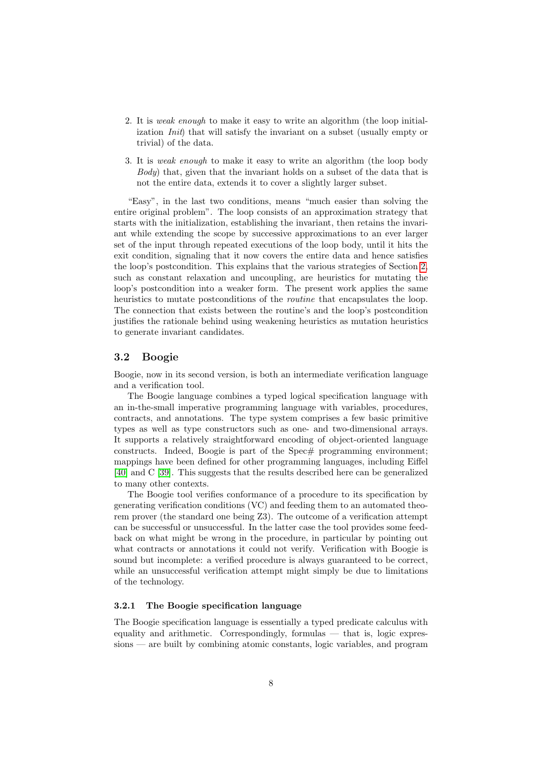2. It is *weak enough* to make it easy to write an algorithm (the loop initialization *Init*) that will satisfy the invariant on a subset (usually empty or trivial) of the data.

3. It is *weak enough* to make it easy to write an algorithm (the loop body *Body*) that, given that the invariant holds on a subset of the data that is not the entire data, extends it to cover a slightly larger subset.

"Easy", in the last two conditions, means "much easier than solving the entire original problem". The loop consists of an approximation strategy that starts with the initialization, establishing the invariant, then retains the invariant while extending the scope by successive approximations to an ever larger set of the input through repeated executions of the loop body, until it hits the exit condition, signaling that it now covers the entire data and hence satisfies the loop's postcondition. This explains that the various strategies of Section 2, such as constant relaxation and uncoupling, are heuristics for mutating the loop's postcondition into a weaker form. The present work applies the same heuristics to mutate postconditions of the *routine* that encapsulates the loop. The connection that exists between the routine's and the loop's postcondition justifies the rationale behind using weakening heuristics as mutation heuristics to generate invariant candidates.

## 3.2 Boogie

Boogie, now in its second version, is both an intermediate verification language and a verification tool.

The Boogie language combines a typed logical specification language with an in-the-small imperative programming language with variables, procedures, contracts, and annotations. The type system comprises a few basic primitive types as well as type constructors such as one- and two-dimensional arrays. It supports a relatively straightforward encoding of object-oriented language constructs. Indeed, Boogie is part of the Spec# programming environment; mappings have been defined for other programming languages, including Eiffel [40] and C [39]. This suggests that the results described here can be generalized to many other contexts.

The Boogie tool verifies conformance of a procedure to its specification by generating verification conditions (VC) and feeding them to an automated theorem prover (the standard one being Z3). The outcome of a verification attempt can be successful or unsuccessful. In the latter case the tool provides some feedback on what might be wrong in the procedure, in particular by pointing out what contracts or annotations it could not verify. Verification with Boogie is sound but incomplete: a verified procedure is always guaranteed to be correct, while an unsuccessful verification attempt might simply be due to limitations of the technology.

### 3.2.1 The Boogie specification language

The Boogie specification language is essentially a typed predicate calculus with equality and arithmetic. Correspondingly, formulas — that is, logic expressions — are built by combining atomic constants, logic variables, and program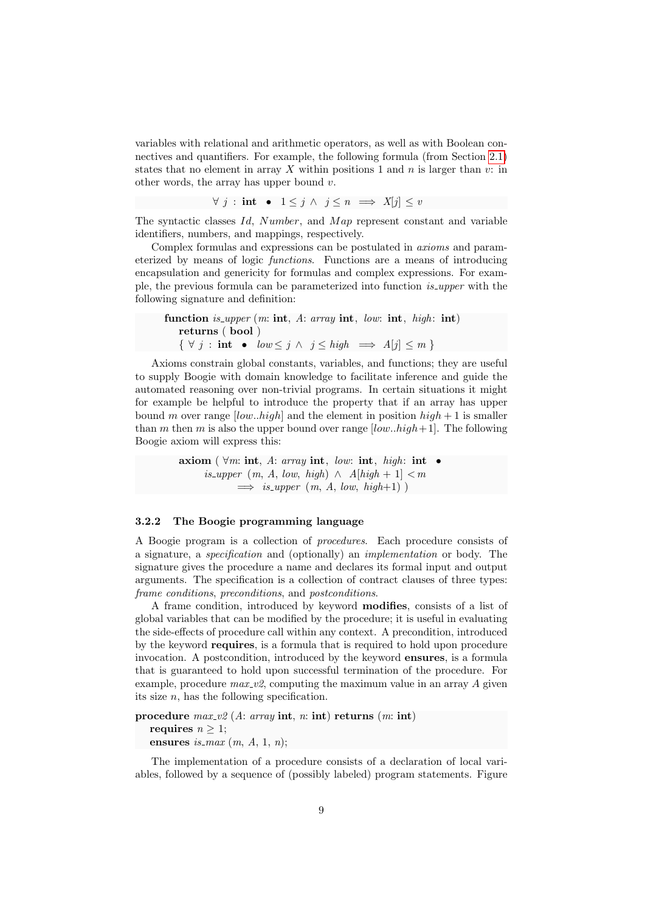variables with relational and arithmetic operators, as well as with Boolean connectives and quantifiers. For example, the following formula (from Section 2.1) states that no element in array $X$ within positions 1 and $n$ is larger than $v$: in other words, the array has upper bound $v$.

$$\forall\ j\ :\ \mathbf{int}\ \bullet\ 1 \leq j\ \wedge\ j \leq n\ \implies\ X[j] \leq v$$

The syntactic classes *Id*, *Number*, and *Map* represent constant and variable identifiers, numbers, and mappings, respectively.

Complex formulas and expressions can be postulated in *axioms* and parameterized by means of logic *functions*. Functions are a means of introducing encapsulation and genericity for formulas and complex expressions. For example, the previous formula can be parameterized into function *is_upper* with the following signature and definition:

```
function is_upper (m: int, A: array int, low: int, high: int)
   returns ( bool )
   { ∀ j : int • low ≤ j ∧ j ≤ high ⟹ A[j] ≤ m }
```

Axioms constrain global constants, variables, and functions; they are useful to supply Boogie with domain knowledge to facilitate inference and guide the automated reasoning over non-trivial programs. In certain situations it might for example be helpful to introduce the property that if an array has upper bound $m$ over range $[low..high]$ and the element in position $high + 1$ is smaller than $m$ then $m$ is also the upper bound over range $[low..high+1]$. The following Boogie axiom will express this:

```
axiom ( ∀m: int, A: array int, low: int, high: int •
      is_upper (m, A, low, high) ∧ A[high + 1] < m
         ⟹ is_upper (m, A, low, high+1) )
```

### 3.2.2 The Boogie programming language

A Boogie program is a collection of *procedures*. Each procedure consists of a signature, a *specification* and (optionally) an *implementation* or body. The signature gives the procedure a name and declares its formal input and output arguments. The specification is a collection of contract clauses of three types: *frame conditions*, *preconditions*, and *postconditions*.

A frame condition, introduced by keyword **modifies**, consists of a list of global variables that can be modified by the procedure; it is useful in evaluating the side-effects of procedure call within any context. A precondition, introduced by the keyword **requires**, is a formula that is required to hold upon procedure invocation. A postcondition, introduced by the keyword **ensures**, is a formula that is guaranteed to hold upon successful termination of the procedure. For example, procedure *max_v2*, computing the maximum value in an array $A$ given its size $n$, has the following specification.

```
procedure max_v2 (A: array int, n: int) returns (m: int)
   requires n ≥ 1;
   ensures is_max (m, A, 1, n);
```

The implementation of a procedure consists of a declaration of local variables, followed by a sequence of (possibly labeled) program statements. Figure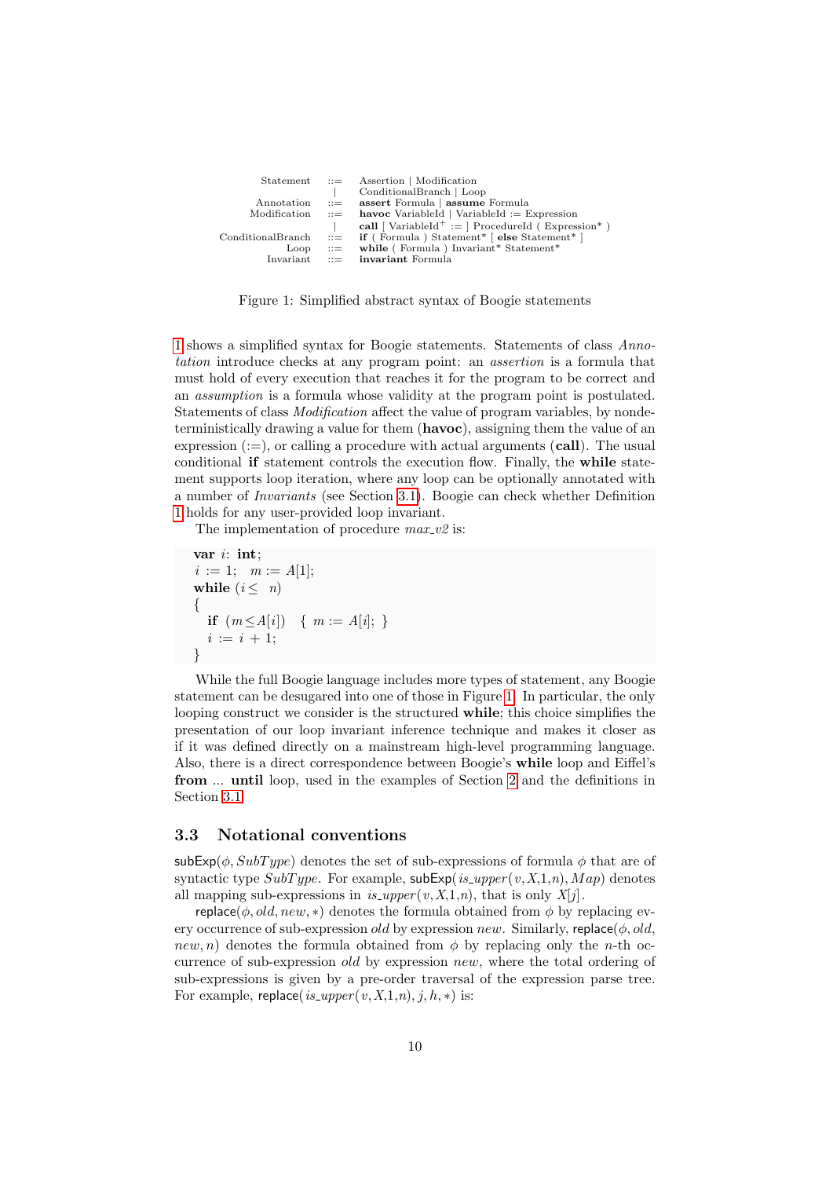| Statement | ::= | Assertion \| Modification |
|---:|:---:|:---|
| | \| | ConditionalBranch \| Loop |
| Annotation | ::= | **assert** Formula \| **assume** Formula |
| Modification | ::= | **havoc** VariableId \| VariableId := Expression |
| | \| | **call** [ VariableId$^+$ := ] ProcedureId ( Expression* ) |
| ConditionalBranch | ::= | **if** ( Formula ) Statement* [ **else** Statement* ] |
| Loop | ::= | **while** ( Formula ) Invariant* Statement* |
| Invariant | ::= | **invariant** Formula |

Figure 1: Simplified abstract syntax of Boogie statements

1 shows a simplified syntax for Boogie statements. Statements of class *Annotation* introduce checks at any program point: an *assertion* is a formula that must hold of every execution that reaches it for the program to be correct and an *assumption* is a formula whose validity at the program point is postulated. Statements of class *Modification* affect the value of program variables, by nondeterministically drawing a value for them (**havoc**), assigning them the value of an expression (:=), or calling a procedure with actual arguments (**call**). The usual conditional **if** statement controls the execution flow. Finally, the **while** statement supports loop iteration, where any loop can be optionally annotated with a number of *Invariants* (see Section 3.1). Boogie can check whether Definition 1 holds for any user-provided loop invariant.

The implementation of procedure *max_v2* is:

```
var i: int;
i := 1;   m := A[1];
while (i ≤  n)
{
   if (m≤A[i])   { m := A[i]; }
   i := i + 1;
}
```

While the full Boogie language includes more types of statement, any Boogie statement can be desugared into one of those in Figure 1. In particular, the only looping construct we consider is the structured **while**; this choice simplifies the presentation of our loop invariant inference technique and makes it closer as if it was defined directly on a mainstream high-level programming language. Also, there is a direct correspondence between Boogie's **while** loop and Eiffel's **from** ... **until** loop, used in the examples of Section 2 and the definitions in Section 3.1.

## 3.3 Notational conventions

$\mathsf{subExp}(\phi, SubType)$ denotes the set of sub-expressions of formula $\phi$ that are of syntactic type $SubType$. For example, $\mathsf{subExp}(is\_upper(v, X, 1, n), Map)$ denotes all mapping sub-expressions in $is\_upper(v, X, 1, n)$, that is only $X[j]$.

$\mathsf{replace}(\phi, old, new, *)$ denotes the formula obtained from $\phi$ by replacing every occurrence of sub-expression $old$ by expression $new$. Similarly, $\mathsf{replace}(\phi, old, new, n)$ denotes the formula obtained from $\phi$ by replacing only the $n$-th occurrence of sub-expression $old$ by expression $new$, where the total ordering of sub-expressions is given by a pre-order traversal of the expression parse tree. For example, $\mathsf{replace}(is\_upper(v, X, 1, n), j, h, *)$ is: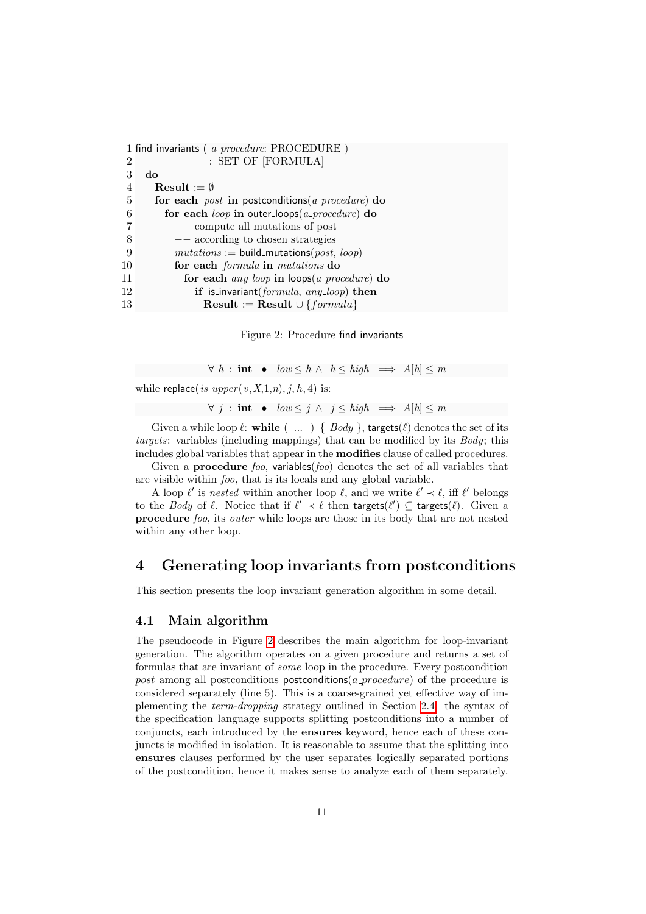```
1 find_invariants ( a_procedure: PROCEDURE )
2                  : SET_OF [FORMULA]
3   do
4     Result := ∅
5     for each post in postconditions(a_procedure) do
6       for each loop in outer_loops(a_procedure) do
7         -- compute all mutations of post
8         -- according to chosen strategies
9         mutations := build_mutations(post, loop)
10        for each formula in mutations do
11          for each any_loop in loops(a_procedure) do
12            if is_invariant(formula, any_loop) then
13              Result := Result ∪ {formula}
```

Figure 2: Procedure find_invariants

$$\forall\ h : \textbf{int} \ \bullet \ low \leq h \land \ h \leq high \implies A[h] \leq m$$

while replace($is\_upper(v, X, 1, n), j, h, 4$) is:

$$\forall\ j : \textbf{int} \ \bullet \ low \leq j \land \ j \leq high \implies A[h] \leq m$$

Given a while loop $\ell$: **while** ( ... ) { *Body* }, targets($\ell$) denotes the set of its *targets*: variables (including mappings) that can be modified by its *Body*; this includes global variables that appear in the **modifies** clause of called procedures.

Given a **procedure** *foo*, variables(*foo*) denotes the set of all variables that are visible within *foo*, that is its locals and any global variable.

A loop $\ell'$ is *nested* within another loop $\ell$, and we write $\ell' \prec \ell$, iff $\ell'$ belongs to the *Body* of $\ell$. Notice that if $\ell' \prec \ell$ then targets($\ell'$) $\subseteq$ targets($\ell$). Given a **procedure** *foo*, its *outer* while loops are those in its body that are not nested within any other loop.

# 4 Generating loop invariants from postconditions

This section presents the loop invariant generation algorithm in some detail.

## 4.1 Main algorithm

The pseudocode in Figure 2 describes the main algorithm for loop-invariant generation. The algorithm operates on a given procedure and returns a set of formulas that are invariant of *some* loop in the procedure. Every postcondition *post* among all postconditions postconditions(*a_procedure*) of the procedure is considered separately (line 5). This is a coarse-grained yet effective way of implementing the *term-dropping* strategy outlined in Section 2.4: the syntax of the specification language supports splitting postconditions into a number of conjuncts, each introduced by the **ensures** keyword, hence each of these conjuncts is modified in isolation. It is reasonable to assume that the splitting into **ensures** clauses performed by the user separates logically separated portions of the postcondition, hence it makes sense to analyze each of them separately.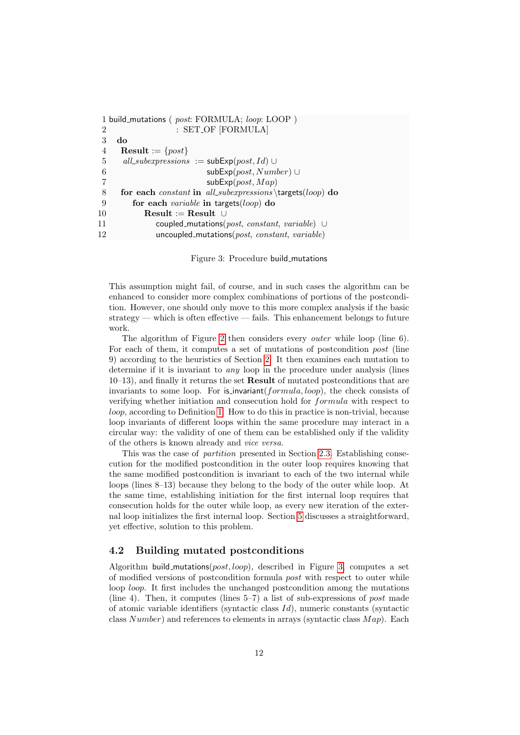```
1 build_mutations ( post: FORMULA; loop: LOOP )
2                      : SET_OF [FORMULA]
3   do
4     Result := {post}
5     all_subexpressions  := subExp(post, Id) ∪
6                            subExp(post, Number) ∪
7                            subExp(post, Map)
8     for each constant in all_subexpressions \ targets(loop) do
9        for each variable in targets(loop) do
10          Result := Result ∪
11             coupled_mutations(post, constant, variable) ∪
12             uncoupled_mutations(post, constant, variable)
```

Figure 3: Procedure build_mutations

This assumption might fail, of course, and in such cases the algorithm can be enhanced to consider more complex combinations of portions of the postcondition. However, one should only move to this more complex analysis if the basic strategy — which is often effective — fails. This enhancement belongs to future work.

The algorithm of Figure 2 then considers every *outer* while loop (line 6). For each of them, it computes a set of mutations of postcondition *post* (line 9) according to the heuristics of Section 2. It then examines each mutation to determine if it is invariant to *any* loop in the procedure under analysis (lines 10–13), and finally it returns the set **Result** of mutated postconditions that are invariants to some loop. For is_invariant($formula, loop$), the check consists of verifying whether initiation and consecution hold for $formula$ with respect to *loop*, according to Definition 1. How to do this in practice is non-trivial, because loop invariants of different loops within the same procedure may interact in a circular way: the validity of one of them can be established only if the validity of the others is known already and *vice versa*.

This was the case of *partition* presented in Section 2.3. Establishing consecution for the modified postcondition in the outer loop requires knowing that the same modified postcondition is invariant to each of the two internal while loops (lines 8–13) because they belong to the body of the outer while loop. At the same time, establishing initiation for the first internal loop requires that consecution holds for the outer while loop, as every new iteration of the external loop initializes the first internal loop. Section 5 discusses a straightforward, yet effective, solution to this problem.

## 4.2 Building mutated postconditions

Algorithm build_mutations($post, loop$), described in Figure 3, computes a set of modified versions of postcondition formula *post* with respect to outer while loop *loop*. It first includes the unchanged postcondition among the mutations (line 4). Then, it computes (lines 5–7) a list of sub-expressions of *post* made of atomic variable identifiers (syntactic class $Id$), numeric constants (syntactic class $Number$) and references to elements in arrays (syntactic class $Map$). Each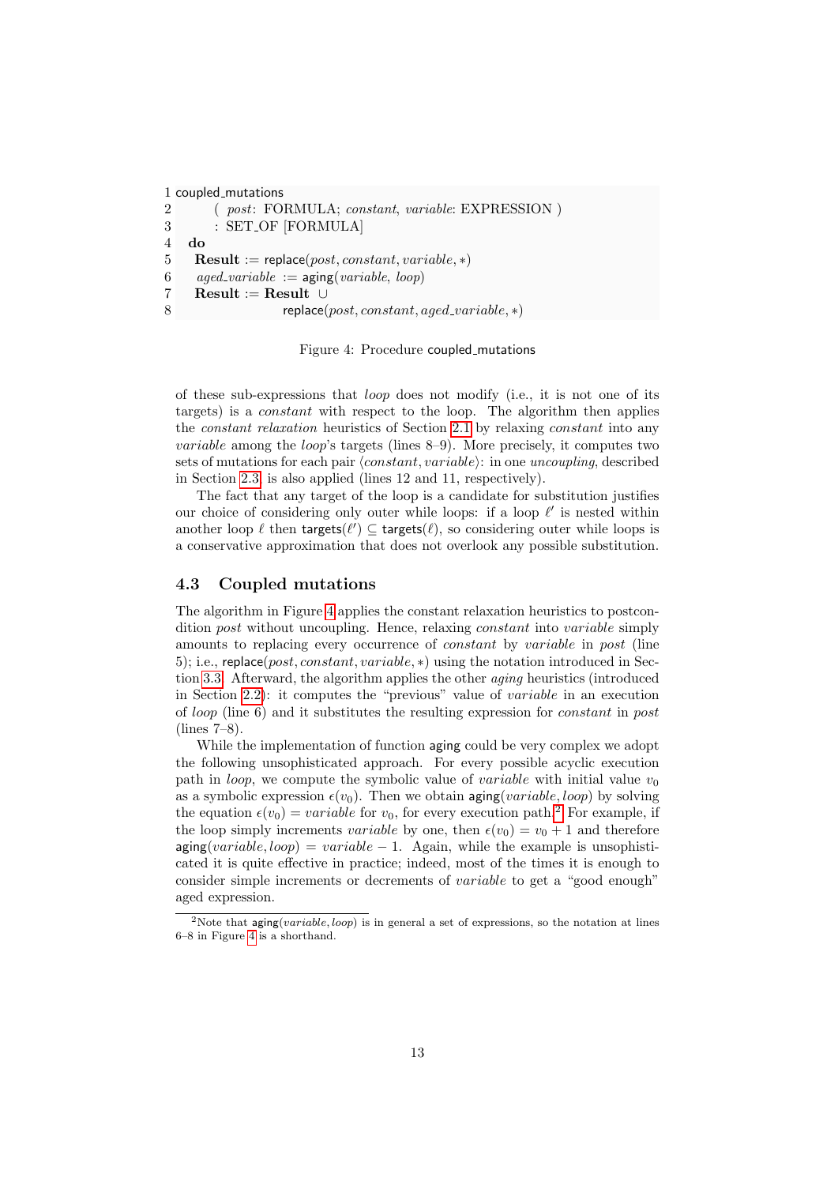```
1 coupled_mutations
2       ( post: FORMULA; constant, variable: EXPRESSION )
3       : SET_OF [FORMULA]
4   do
5     Result := replace(post, constant, variable, ∗)
6     aged_variable := aging(variable, loop)
7     Result := Result ∪
8                   replace(post, constant, aged_variable, ∗)
```

Figure 4: Procedure coupled_mutations

of these sub-expressions that *loop* does not modify (i.e., it is not one of its targets) is a *constant* with respect to the loop. The algorithm then applies the *constant relaxation* heuristics of Section 2.1 by relaxing *constant* into any *variable* among the *loop*'s targets (lines 8–9). More precisely, it computes two sets of mutations for each pair $\langle constant, variable \rangle$: in one *uncoupling*, described in Section 2.3, is also applied (lines 12 and 11, respectively).

The fact that any target of the loop is a candidate for substitution justifies our choice of considering only outer while loops: if a loop $\ell'$ is nested within another loop $\ell$ then $\mathsf{targets}(\ell') \subseteq \mathsf{targets}(\ell)$, so considering outer while loops is a conservative approximation that does not overlook any possible substitution.

### 4.3 Coupled mutations

The algorithm in Figure 4 applies the constant relaxation heuristics to postcondition *post* without uncoupling. Hence, relaxing *constant* into *variable* simply amounts to replacing every occurrence of *constant* by *variable* in *post* (line 5); i.e., $\mathsf{replace}(post, constant, variable, *)$ using the notation introduced in Section 3.3. Afterward, the algorithm applies the other *aging* heuristics (introduced in Section 2.2): it computes the "previous" value of *variable* in an execution of *loop* (line 6) and it substitutes the resulting expression for *constant* in *post* (lines 7–8).

While the implementation of function aging could be very complex we adopt the following unsophisticated approach. For every possible acyclic execution path in *loop*, we compute the symbolic value of *variable* with initial value $v_0$ as a symbolic expression $\epsilon(v_0)$. Then we obtain $\mathsf{aging}(variable, loop)$ by solving the equation $\epsilon(v_0) = variable$ for $v_0$, for every execution path.[2] For example, if the loop simply increments *variable* by one, then $\epsilon(v_0) = v_0 + 1$ and therefore $\mathsf{aging}(variable, loop) = variable - 1$. Again, while the example is unsophisticated it is quite effective in practice; indeed, most of the times it is enough to consider simple increments or decrements of *variable* to get a "good enough" aged expression.

[2] Note that $\mathsf{aging}(variable, loop)$ is in general a set of expressions, so the notation at lines 6–8 in Figure 4 is a shorthand.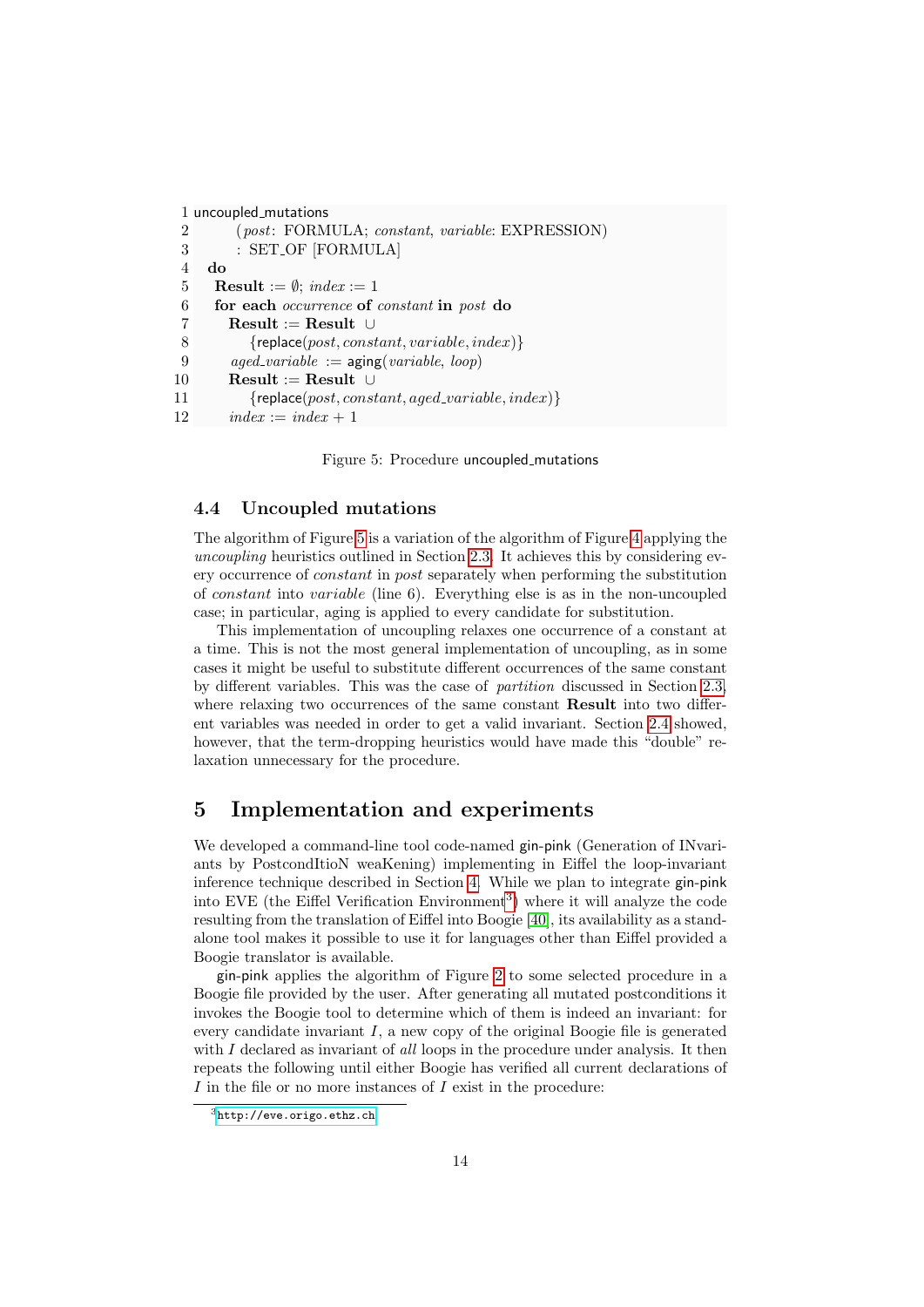```
1  uncoupled_mutations
2        (post: FORMULA; constant, variable: EXPRESSION)
3        : SET_OF [FORMULA]
4    do
5      Result := ∅; index := 1
6      for each occurrence of constant in post do
7        Result := Result ∪
8            {replace(post, constant, variable, index)}
9        aged_variable := aging(variable, loop)
10       Result := Result ∪
11           {replace(post, constant, aged_variable, index)}
12       index := index + 1
```

Figure 5: Procedure uncoupled_mutations

### 4.4 Uncoupled mutations

The algorithm of Figure 5 is a variation of the algorithm of Figure 4 applying the *uncoupling* heuristics outlined in Section 2.3. It achieves this by considering every occurrence of *constant* in *post* separately when performing the substitution of *constant* into *variable* (line 6). Everything else is as in the non-uncoupled case; in particular, aging is applied to every candidate for substitution.

This implementation of uncoupling relaxes one occurrence of a constant at a time. This is not the most general implementation of uncoupling, as in some cases it might be useful to substitute different occurrences of the same constant by different variables. This was the case of *partition* discussed in Section 2.3, where relaxing two occurrences of the same constant **Result** into two different variables was needed in order to get a valid invariant. Section 2.4 showed, however, that the term-dropping heuristics would have made this "double" relaxation unnecessary for the procedure.

## 5 Implementation and experiments

We developed a command-line tool code-named gin-pink (Generation of INvariants by PostcondItioN weaKening) implementing in Eiffel the loop-invariant inference technique described in Section 4. While we plan to integrate gin-pink into EVE (the Eiffel Verification Environment[3]) where it will analyze the code resulting from the translation of Eiffel into Boogie [40], its availability as a stand-alone tool makes it possible to use it for languages other than Eiffel provided a Boogie translator is available.

gin-pink applies the algorithm of Figure 2 to some selected procedure in a Boogie file provided by the user. After generating all mutated postconditions it invokes the Boogie tool to determine which of them is indeed an invariant: for every candidate invariant $I$, a new copy of the original Boogie file is generated with $I$ declared as invariant of *all* loops in the procedure under analysis. It then repeats the following until either Boogie has verified all current declarations of $I$ in the file or no more instances of $I$ exist in the procedure:

[3] http://eve.origo.ethz.ch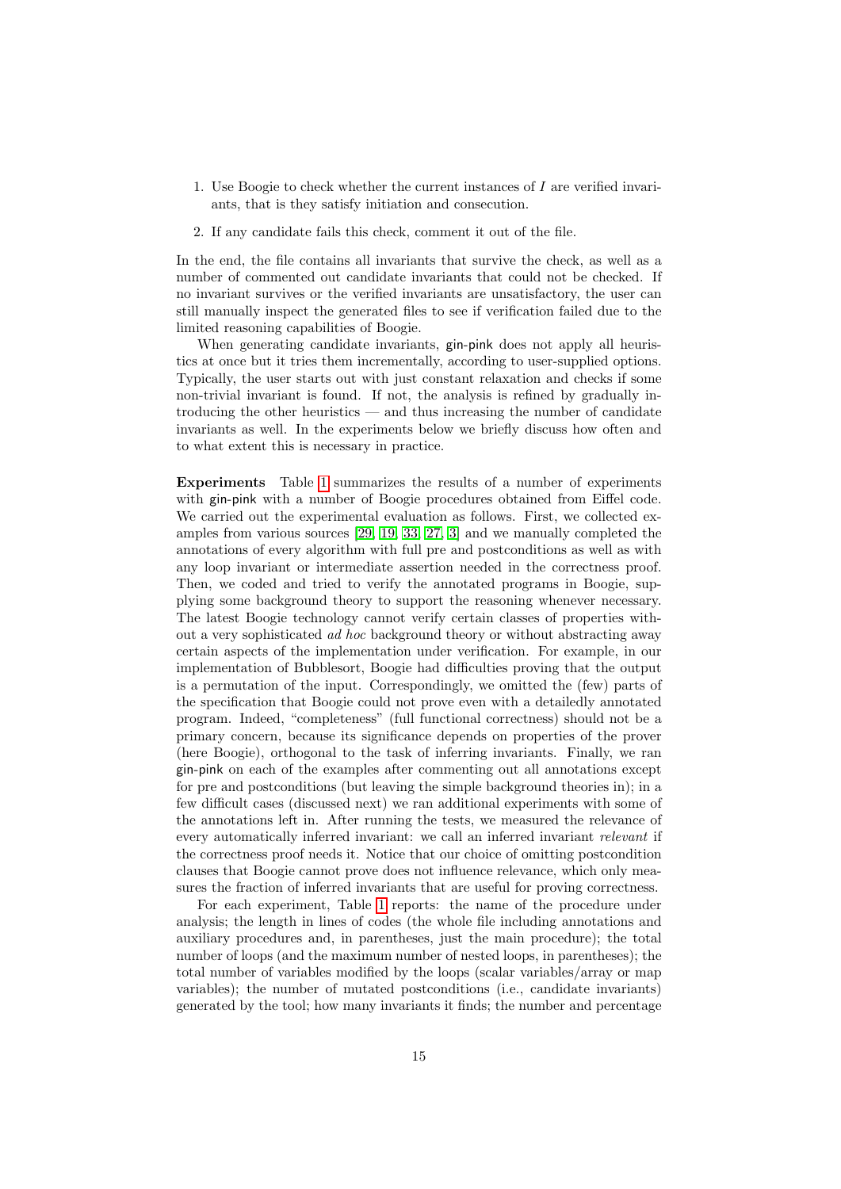1. Use Boogie to check whether the current instances of $I$ are verified invariants, that is they satisfy initiation and consecution.
2. If any candidate fails this check, comment it out of the file.

In the end, the file contains all invariants that survive the check, as well as a number of commented out candidate invariants that could not be checked. If no invariant survives or the verified invariants are unsatisfactory, the user can still manually inspect the generated files to see if verification failed due to the limited reasoning capabilities of Boogie.

When generating candidate invariants, gin-pink does not apply all heuristics at once but it tries them incrementally, according to user-supplied options. Typically, the user starts out with just constant relaxation and checks if some non-trivial invariant is found. If not, the analysis is refined by gradually introducing the other heuristics — and thus increasing the number of candidate invariants as well. In the experiments below we briefly discuss how often and to what extent this is necessary in practice.

**Experiments** Table 1 summarizes the results of a number of experiments with gin-pink with a number of Boogie procedures obtained from Eiffel code. We carried out the experimental evaluation as follows. First, we collected examples from various sources [29, 19, 33, 27, 3] and we manually completed the annotations of every algorithm with full pre and postconditions as well as with any loop invariant or intermediate assertion needed in the correctness proof. Then, we coded and tried to verify the annotated programs in Boogie, supplying some background theory to support the reasoning whenever necessary. The latest Boogie technology cannot verify certain classes of properties without a very sophisticated *ad hoc* background theory or without abstracting away certain aspects of the implementation under verification. For example, in our implementation of Bubblesort, Boogie had difficulties proving that the output is a permutation of the input. Correspondingly, we omitted the (few) parts of the specification that Boogie could not prove even with a detailedly annotated program. Indeed, "completeness" (full functional correctness) should not be a primary concern, because its significance depends on properties of the prover (here Boogie), orthogonal to the task of inferring invariants. Finally, we ran gin-pink on each of the examples after commenting out all annotations except for pre and postconditions (but leaving the simple background theories in); in a few difficult cases (discussed next) we ran additional experiments with some of the annotations left in. After running the tests, we measured the relevance of every automatically inferred invariant: we call an inferred invariant *relevant* if the correctness proof needs it. Notice that our choice of omitting postcondition clauses that Boogie cannot prove does not influence relevance, which only measures the fraction of inferred invariants that are useful for proving correctness.

For each experiment, Table 1 reports: the name of the procedure under analysis; the length in lines of codes (the whole file including annotations and auxiliary procedures and, in parentheses, just the main procedure); the total number of loops (and the maximum number of nested loops, in parentheses); the total number of variables modified by the loops (scalar variables/array or map variables); the number of mutated postconditions (i.e., candidate invariants) generated by the tool; how many invariants it finds; the number and percentage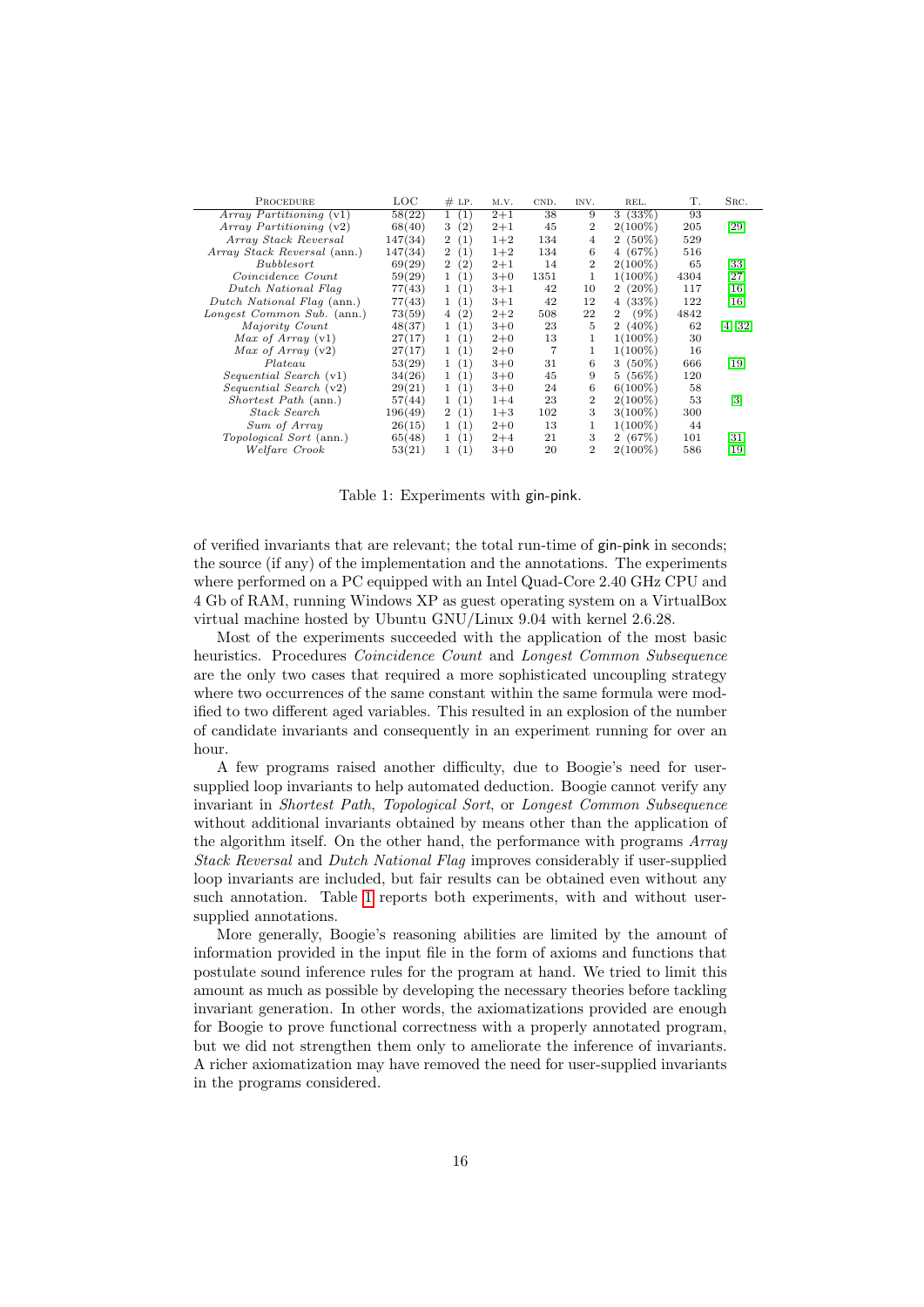| Procedure | LOC | # lp. | m.v. | cnd. | inv. | rel. | T. | Src. |
|---|---|---|---|---|---|---|---|---|
| *Array Partitioning* (v1) | 58(22) | 1 (1) | 2+1 | 38 | 9 | 3 (33%) | 93 | |
| *Array Partitioning* (v2) | 68(40) | 3 (2) | 2+1 | 45 | 2 | 2(100%) | 205 | [29] |
| *Array Stack Reversal* | 147(34) | 2 (1) | 1+2 | 134 | 4 | 2 (50%) | 529 | |
| *Array Stack Reversal* (ann.) | 147(34) | 2 (1) | 1+2 | 134 | 6 | 4 (67%) | 516 | |
| *Bubblesort* | 69(29) | 2 (2) | 2+1 | 14 | 2 | 2(100%) | 65 | [33] |
| *Coincidence Count* | 59(29) | 1 (1) | 3+0 | 1351 | 1 | 1(100%) | 4304 | [27] |
| *Dutch National Flag* | 77(43) | 1 (1) | 3+1 | 42 | 10 | 2 (20%) | 117 | [16] |
| *Dutch National Flag* (ann.) | 77(43) | 1 (1) | 3+1 | 42 | 12 | 4 (33%) | 122 | [16] |
| *Longest Common Sub.* (ann.) | 73(59) | 4 (2) | 2+2 | 508 | 22 | 2 (9%) | 4842 | |
| *Majority Count* | 48(37) | 1 (1) | 3+0 | 23 | 5 | 2 (40%) | 62 | [4, 32] |
| *Max of Array* (v1) | 27(17) | 1 (1) | 2+0 | 13 | 1 | 1(100%) | 30 | |
| *Max of Array* (v2) | 27(17) | 1 (1) | 2+0 | 7 | 1 | 1(100%) | 16 | |
| *Plateau* | 53(29) | 1 (1) | 3+0 | 31 | 6 | 3 (50%) | 666 | [19] |
| *Sequential Search* (v1) | 34(26) | 1 (1) | 3+0 | 45 | 9 | 5 (56%) | 120 | |
| *Sequential Search* (v2) | 29(21) | 1 (1) | 3+0 | 24 | 6 | 6(100%) | 58 | |
| *Shortest Path* (ann.) | 57(44) | 1 (1) | 1+4 | 23 | 2 | 2(100%) | 53 | [3] |
| *Stack Search* | 196(49) | 2 (1) | 1+3 | 102 | 3 | 3(100%) | 300 | |
| *Sum of Array* | 26(15) | 1 (1) | 2+0 | 13 | 1 | 1(100%) | 44 | |
| *Topological Sort* (ann.) | 65(48) | 1 (1) | 2+4 | 21 | 3 | 2 (67%) | 101 | [31] |
| *Welfare Crook* | 53(21) | 1 (1) | 3+0 | 20 | 2 | 2(100%) | 586 | [19] |

Table 1: Experiments with gin-pink.

of verified invariants that are relevant; the total run-time of gin-pink in seconds; the source (if any) of the implementation and the annotations. The experiments where performed on a PC equipped with an Intel Quad-Core 2.40 GHz CPU and 4 Gb of RAM, running Windows XP as guest operating system on a VirtualBox virtual machine hosted by Ubuntu GNU/Linux 9.04 with kernel 2.6.28.

Most of the experiments succeeded with the application of the most basic heuristics. Procedures *Coincidence Count* and *Longest Common Subsequence* are the only two cases that required a more sophisticated uncoupling strategy where two occurrences of the same constant within the same formula were modified to two different aged variables. This resulted in an explosion of the number of candidate invariants and consequently in an experiment running for over an hour.

A few programs raised another difficulty, due to Boogie's need for user-supplied loop invariants to help automated deduction. Boogie cannot verify any invariant in *Shortest Path*, *Topological Sort*, or *Longest Common Subsequence* without additional invariants obtained by means other than the application of the algorithm itself. On the other hand, the performance with programs *Array Stack Reversal* and *Dutch National Flag* improves considerably if user-supplied loop invariants are included, but fair results can be obtained even without any such annotation. Table 1 reports both experiments, with and without user-supplied annotations.

More generally, Boogie's reasoning abilities are limited by the amount of information provided in the input file in the form of axioms and functions that postulate sound inference rules for the program at hand. We tried to limit this amount as much as possible by developing the necessary theories before tackling invariant generation. In other words, the axiomatizations provided are enough for Boogie to prove functional correctness with a properly annotated program, but we did not strengthen them only to ameliorate the inference of invariants. A richer axiomatization may have removed the need for user-supplied invariants in the programs considered.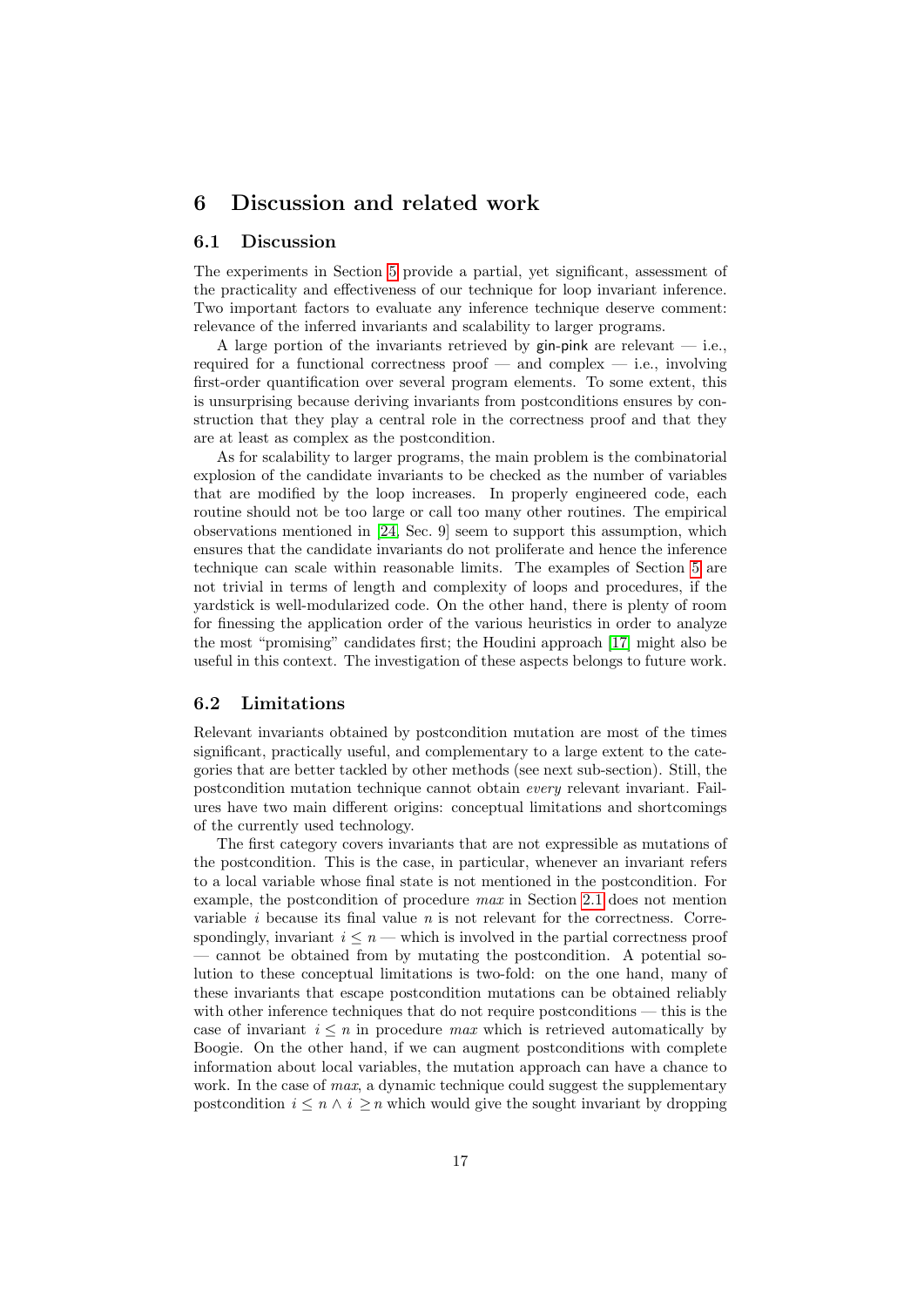# 6 Discussion and related work

## 6.1 Discussion

The experiments in Section 5 provide a partial, yet significant, assessment of the practicality and effectiveness of our technique for loop invariant inference. Two important factors to evaluate any inference technique deserve comment: relevance of the inferred invariants and scalability to larger programs.

A large portion of the invariants retrieved by gin-pink are relevant — i.e., required for a functional correctness proof — and complex — i.e., involving first-order quantification over several program elements. To some extent, this is unsurprising because deriving invariants from postconditions ensures by construction that they play a central role in the correctness proof and that they are at least as complex as the postcondition.

As for scalability to larger programs, the main problem is the combinatorial explosion of the candidate invariants to be checked as the number of variables that are modified by the loop increases. In properly engineered code, each routine should not be too large or call too many other routines. The empirical observations mentioned in [24, Sec. 9] seem to support this assumption, which ensures that the candidate invariants do not proliferate and hence the inference technique can scale within reasonable limits. The examples of Section 5 are not trivial in terms of length and complexity of loops and procedures, if the yardstick is well-modularized code. On the other hand, there is plenty of room for finessing the application order of the various heuristics in order to analyze the most "promising" candidates first; the Houdini approach [17] might also be useful in this context. The investigation of these aspects belongs to future work.

## 6.2 Limitations

Relevant invariants obtained by postcondition mutation are most of the times significant, practically useful, and complementary to a large extent to the categories that are better tackled by other methods (see next sub-section). Still, the postcondition mutation technique cannot obtain *every* relevant invariant. Failures have two main different origins: conceptual limitations and shortcomings of the currently used technology.

The first category covers invariants that are not expressible as mutations of the postcondition. This is the case, in particular, whenever an invariant refers to a local variable whose final state is not mentioned in the postcondition. For example, the postcondition of procedure *max* in Section 2.1 does not mention variable $i$ because its final value $n$ is not relevant for the correctness. Correspondingly, invariant $i \leq n$ — which is involved in the partial correctness proof — cannot be obtained from by mutating the postcondition. A potential solution to these conceptual limitations is two-fold: on the one hand, many of these invariants that escape postcondition mutations can be obtained reliably with other inference techniques that do not require postconditions — this is the case of invariant $i \leq n$ in procedure *max* which is retrieved automatically by Boogie. On the other hand, if we can augment postconditions with complete information about local variables, the mutation approach can have a chance to work. In the case of *max*, a dynamic technique could suggest the supplementary postcondition $i \leq n \wedge i \geq n$ which would give the sought invariant by dropping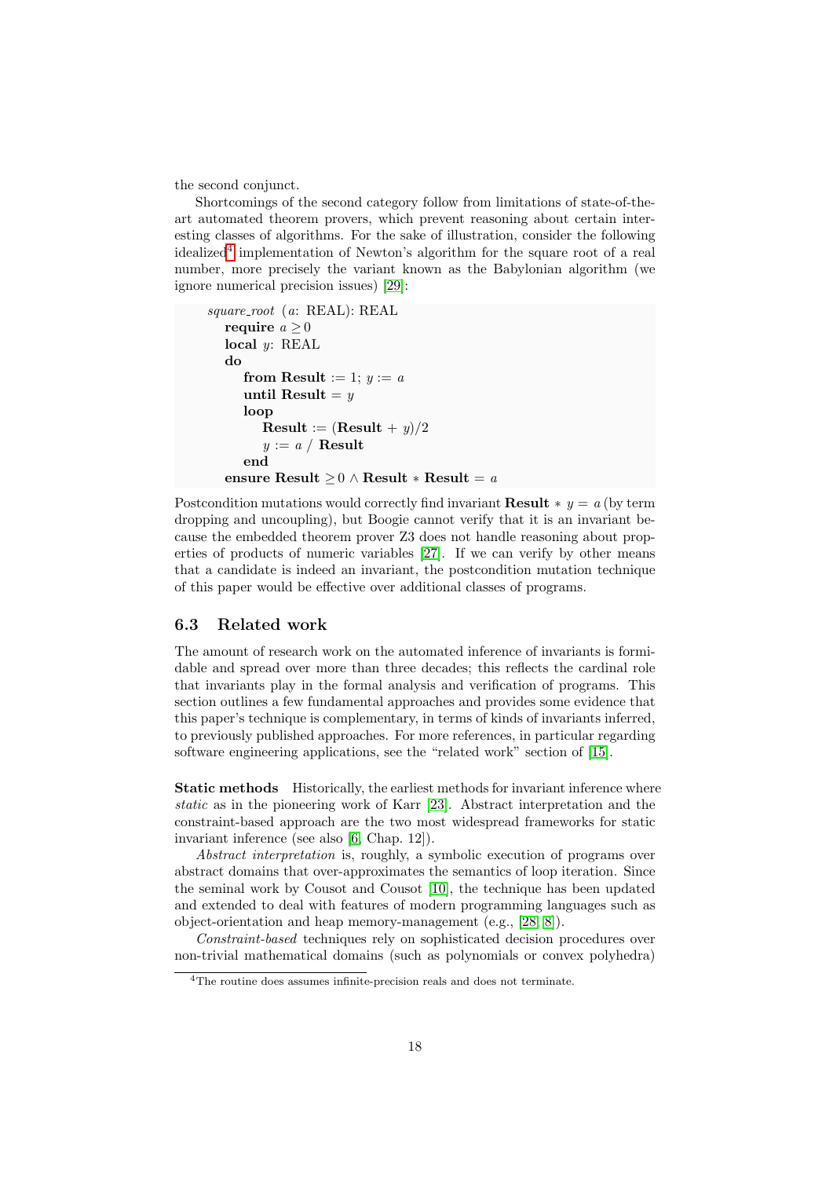the second conjunct.

Shortcomings of the second category follow from limitations of state-of-the-art automated theorem provers, which prevent reasoning about certain interesting classes of algorithms. For the sake of illustration, consider the following idealized[4] implementation of Newton's algorithm for the square root of a real number, more precisely the variant known as the Babylonian algorithm (we ignore numerical precision issues) [29]:

```
square_root (a: REAL): REAL
   require a ≥ 0
   local y: REAL
   do
      from Result := 1; y := a
      until Result = y
      loop
         Result := (Result + y)/2
         y := a / Result
      end
   ensure Result ≥ 0 ∧ Result ∗ Result = a
```

Postcondition mutations would correctly find invariant **Result** $* \ y = a$ (by term dropping and uncoupling), but Boogie cannot verify that it is an invariant because the embedded theorem prover Z3 does not handle reasoning about properties of products of numeric variables [27]. If we can verify by other means that a candidate is indeed an invariant, the postcondition mutation technique of this paper would be effective over additional classes of programs.

## 6.3 Related work

The amount of research work on the automated inference of invariants is formidable and spread over more than three decades; this reflects the cardinal role that invariants play in the formal analysis and verification of programs. This section outlines a few fundamental approaches and provides some evidence that this paper's technique is complementary, in terms of kinds of invariants inferred, to previously published approaches. For more references, in particular regarding software engineering applications, see the "related work" section of [15].

**Static methods** Historically, the earliest methods for invariant inference where *static* as in the pioneering work of Karr [23]. Abstract interpretation and the constraint-based approach are the two most widespread frameworks for static invariant inference (see also [6, Chap. 12]).

*Abstract interpretation* is, roughly, a symbolic execution of programs over abstract domains that over-approximates the semantics of loop iteration. Since the seminal work by Cousot and Cousot [10], the technique has been updated and extended to deal with features of modern programming languages such as object-orientation and heap memory-management (e.g., [28, 8]).

*Constraint-based* techniques rely on sophisticated decision procedures over non-trivial mathematical domains (such as polynomials or convex polyhedra)

[4]The routine does assumes infinite-precision reals and does not terminate.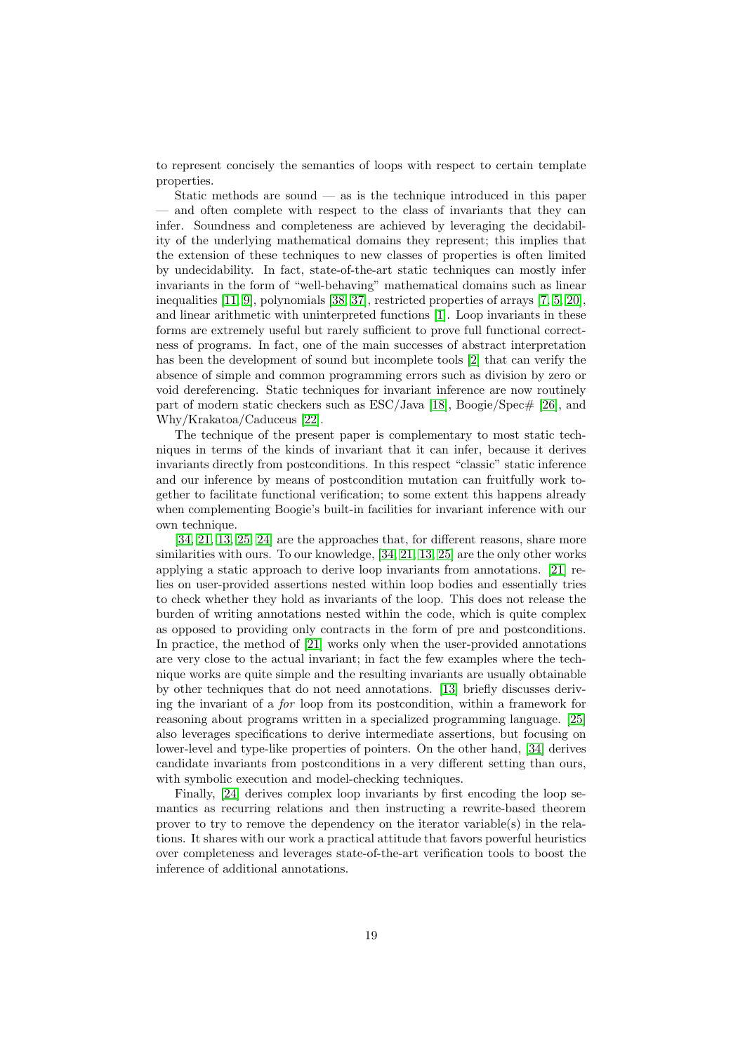to represent concisely the semantics of loops with respect to certain template properties.

Static methods are sound — as is the technique introduced in this paper — and often complete with respect to the class of invariants that they can infer. Soundness and completeness are achieved by leveraging the decidability of the underlying mathematical domains they represent; this implies that the extension of these techniques to new classes of properties is often limited by undecidability. In fact, state-of-the-art static techniques can mostly infer invariants in the form of "well-behaving" mathematical domains such as linear inequalities [11, 9], polynomials [38, 37], restricted properties of arrays [7, 5, 20], and linear arithmetic with uninterpreted functions [1]. Loop invariants in these forms are extremely useful but rarely sufficient to prove full functional correctness of programs. In fact, one of the main successes of abstract interpretation has been the development of sound but incomplete tools [2] that can verify the absence of simple and common programming errors such as division by zero or void dereferencing. Static techniques for invariant inference are now routinely part of modern static checkers such as ESC/Java [18], Boogie/Spec# [26], and Why/Krakatoa/Caduceus [22].

The technique of the present paper is complementary to most static techniques in terms of the kinds of invariant that it can infer, because it derives invariants directly from postconditions. In this respect "classic" static inference and our inference by means of postcondition mutation can fruitfully work together to facilitate functional verification; to some extent this happens already when complementing Boogie's built-in facilities for invariant inference with our own technique.

[34, 21, 13, 25, 24] are the approaches that, for different reasons, share more similarities with ours. To our knowledge, [34, 21, 13, 25] are the only other works applying a static approach to derive loop invariants from annotations. [21] relies on user-provided assertions nested within loop bodies and essentially tries to check whether they hold as invariants of the loop. This does not release the burden of writing annotations nested within the code, which is quite complex as opposed to providing only contracts in the form of pre and postconditions. In practice, the method of [21] works only when the user-provided annotations are very close to the actual invariant; in fact the few examples where the technique works are quite simple and the resulting invariants are usually obtainable by other techniques that do not need annotations. [13] briefly discusses deriving the invariant of a *for* loop from its postcondition, within a framework for reasoning about programs written in a specialized programming language. [25] also leverages specifications to derive intermediate assertions, but focusing on lower-level and type-like properties of pointers. On the other hand, [34] derives candidate invariants from postconditions in a very different setting than ours, with symbolic execution and model-checking techniques.

Finally, [24] derives complex loop invariants by first encoding the loop semantics as recurring relations and then instructing a rewrite-based theorem prover to try to remove the dependency on the iterator variable(s) in the relations. It shares with our work a practical attitude that favors powerful heuristics over completeness and leverages state-of-the-art verification tools to boost the inference of additional annotations.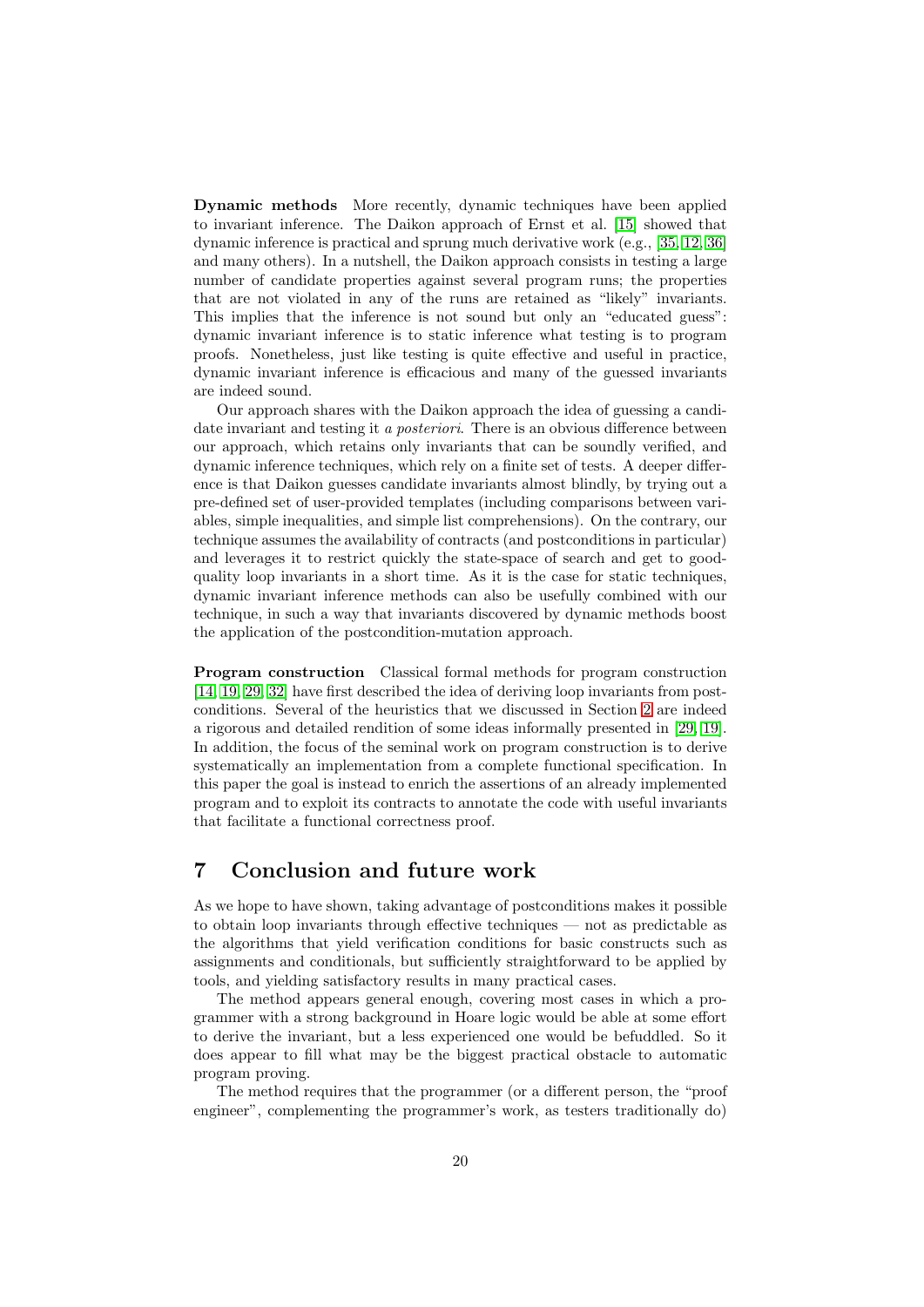**Dynamic methods** More recently, dynamic techniques have been applied to invariant inference. The Daikon approach of Ernst et al. [15] showed that dynamic inference is practical and sprung much derivative work (e.g., [35, 12, 36] and many others). In a nutshell, the Daikon approach consists in testing a large number of candidate properties against several program runs; the properties that are not violated in any of the runs are retained as "likely" invariants. This implies that the inference is not sound but only an "educated guess": dynamic invariant inference is to static inference what testing is to program proofs. Nonetheless, just like testing is quite effective and useful in practice, dynamic invariant inference is efficacious and many of the guessed invariants are indeed sound.

Our approach shares with the Daikon approach the idea of guessing a candidate invariant and testing it *a posteriori*. There is an obvious difference between our approach, which retains only invariants that can be soundly verified, and dynamic inference techniques, which rely on a finite set of tests. A deeper difference is that Daikon guesses candidate invariants almost blindly, by trying out a pre-defined set of user-provided templates (including comparisons between variables, simple inequalities, and simple list comprehensions). On the contrary, our technique assumes the availability of contracts (and postconditions in particular) and leverages it to restrict quickly the state-space of search and get to good-quality loop invariants in a short time. As it is the case for static techniques, dynamic invariant inference methods can also be usefully combined with our technique, in such a way that invariants discovered by dynamic methods boost the application of the postcondition-mutation approach.

**Program construction** Classical formal methods for program construction [14, 19, 29, 32] have first described the idea of deriving loop invariants from postconditions. Several of the heuristics that we discussed in Section 2 are indeed a rigorous and detailed rendition of some ideas informally presented in [29, 19]. In addition, the focus of the seminal work on program construction is to derive systematically an implementation from a complete functional specification. In this paper the goal is instead to enrich the assertions of an already implemented program and to exploit its contracts to annotate the code with useful invariants that facilitate a functional correctness proof.

## 7 Conclusion and future work

As we hope to have shown, taking advantage of postconditions makes it possible to obtain loop invariants through effective techniques — not as predictable as the algorithms that yield verification conditions for basic constructs such as assignments and conditionals, but sufficiently straightforward to be applied by tools, and yielding satisfactory results in many practical cases.

The method appears general enough, covering most cases in which a programmer with a strong background in Hoare logic would be able at some effort to derive the invariant, but a less experienced one would be befuddled. So it does appear to fill what may be the biggest practical obstacle to automatic program proving.

The method requires that the programmer (or a different person, the "proof engineer", complementing the programmer's work, as testers traditionally do)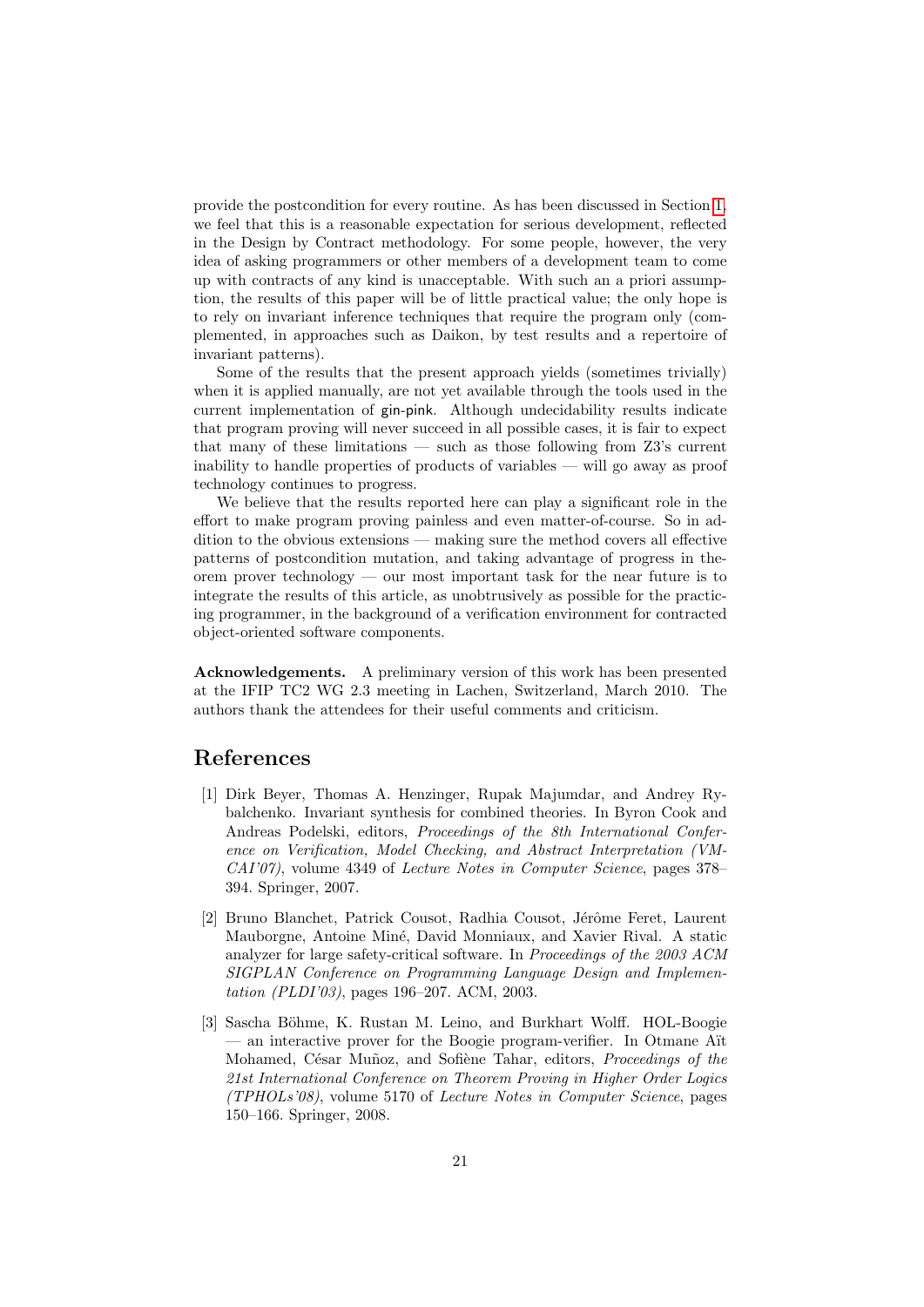provide the postcondition for every routine. As has been discussed in Section 1, we feel that this is a reasonable expectation for serious development, reflected in the Design by Contract methodology. For some people, however, the very idea of asking programmers or other members of a development team to come up with contracts of any kind is unacceptable. With such an a priori assumption, the results of this paper will be of little practical value; the only hope is to rely on invariant inference techniques that require the program only (complemented, in approaches such as Daikon, by test results and a repertoire of invariant patterns).

Some of the results that the present approach yields (sometimes trivially) when it is applied manually, are not yet available through the tools used in the current implementation of gin-pink. Although undecidability results indicate that program proving will never succeed in all possible cases, it is fair to expect that many of these limitations — such as those following from Z3's current inability to handle properties of products of variables — will go away as proof technology continues to progress.

We believe that the results reported here can play a significant role in the effort to make program proving painless and even matter-of-course. So in addition to the obvious extensions — making sure the method covers all effective patterns of postcondition mutation, and taking advantage of progress in theorem prover technology — our most important task for the near future is to integrate the results of this article, as unobtrusively as possible for the practicing programmer, in the background of a verification environment for contracted object-oriented software components.

**Acknowledgements.** A preliminary version of this work has been presented at the IFIP TC2 WG 2.3 meeting in Lachen, Switzerland, March 2010. The authors thank the attendees for their useful comments and criticism.

## References

[1] Dirk Beyer, Thomas A. Henzinger, Rupak Majumdar, and Andrey Rybalchenko. Invariant synthesis for combined theories. In Byron Cook and Andreas Podelski, editors, *Proceedings of the 8th International Conference on Verification, Model Checking, and Abstract Interpretation (VMCAI'07)*, volume 4349 of *Lecture Notes in Computer Science*, pages 378–394. Springer, 2007.

[2] Bruno Blanchet, Patrick Cousot, Radhia Cousot, Jérôme Feret, Laurent Mauborgne, Antoine Miné, David Monniaux, and Xavier Rival. A static analyzer for large safety-critical software. In *Proceedings of the 2003 ACM SIGPLAN Conference on Programming Language Design and Implementation (PLDI'03)*, pages 196–207. ACM, 2003.

[3] Sascha Böhme, K. Rustan M. Leino, and Burkhart Wolff. HOL-Boogie — an interactive prover for the Boogie program-verifier. In Otmane Aït Mohamed, César Muñoz, and Sofiène Tahar, editors, *Proceedings of the 21st International Conference on Theorem Proving in Higher Order Logics (TPHOLs'08)*, volume 5170 of *Lecture Notes in Computer Science*, pages 150–166. Springer, 2008.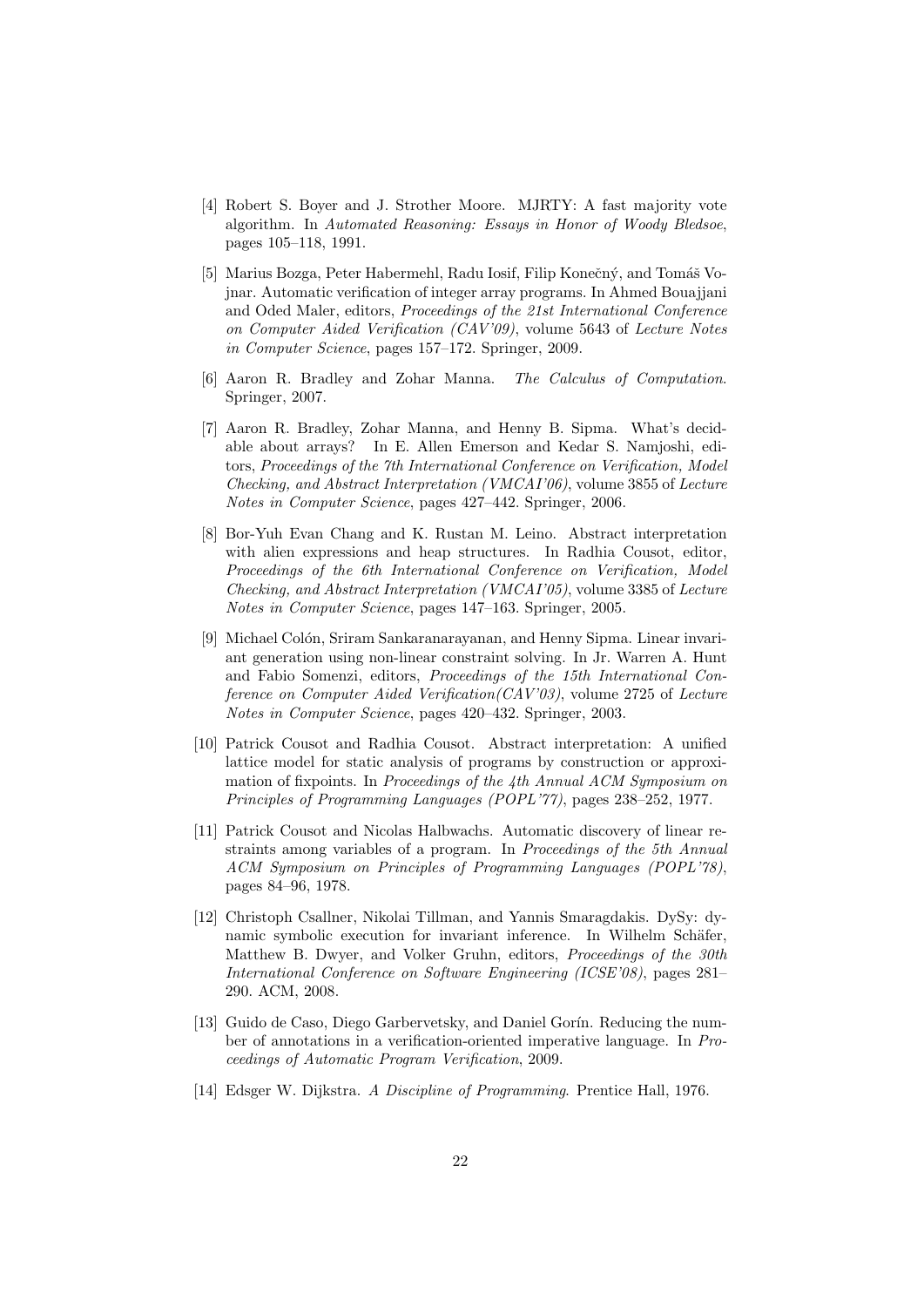[4] Robert S. Boyer and J. Strother Moore. MJRTY: A fast majority vote algorithm. In *Automated Reasoning: Essays in Honor of Woody Bledsoe*, pages 105–118, 1991.

[5] Marius Bozga, Peter Habermehl, Radu Iosif, Filip Konečný, and Tomáš Vojnar. Automatic verification of integer array programs. In Ahmed Bouajjani and Oded Maler, editors, *Proceedings of the 21st International Conference on Computer Aided Verification (CAV'09)*, volume 5643 of *Lecture Notes in Computer Science*, pages 157–172. Springer, 2009.

[6] Aaron R. Bradley and Zohar Manna. *The Calculus of Computation*. Springer, 2007.

[7] Aaron R. Bradley, Zohar Manna, and Henny B. Sipma. What's decidable about arrays? In E. Allen Emerson and Kedar S. Namjoshi, editors, *Proceedings of the 7th International Conference on Verification, Model Checking, and Abstract Interpretation (VMCAI'06)*, volume 3855 of *Lecture Notes in Computer Science*, pages 427–442. Springer, 2006.

[8] Bor-Yuh Evan Chang and K. Rustan M. Leino. Abstract interpretation with alien expressions and heap structures. In Radhia Cousot, editor, *Proceedings of the 6th International Conference on Verification, Model Checking, and Abstract Interpretation (VMCAI'05)*, volume 3385 of *Lecture Notes in Computer Science*, pages 147–163. Springer, 2005.

[9] Michael Colón, Sriram Sankaranarayanan, and Henny Sipma. Linear invariant generation using non-linear constraint solving. In Jr. Warren A. Hunt and Fabio Somenzi, editors, *Proceedings of the 15th International Conference on Computer Aided Verification(CAV'03)*, volume 2725 of *Lecture Notes in Computer Science*, pages 420–432. Springer, 2003.

[10] Patrick Cousot and Radhia Cousot. Abstract interpretation: A unified lattice model for static analysis of programs by construction or approximation of fixpoints. In *Proceedings of the 4th Annual ACM Symposium on Principles of Programming Languages (POPL'77)*, pages 238–252, 1977.

[11] Patrick Cousot and Nicolas Halbwachs. Automatic discovery of linear restraints among variables of a program. In *Proceedings of the 5th Annual ACM Symposium on Principles of Programming Languages (POPL'78)*, pages 84–96, 1978.

[12] Christoph Csallner, Nikolai Tillman, and Yannis Smaragdakis. DySy: dynamic symbolic execution for invariant inference. In Wilhelm Schäfer, Matthew B. Dwyer, and Volker Gruhn, editors, *Proceedings of the 30th International Conference on Software Engineering (ICSE'08)*, pages 281–290. ACM, 2008.

[13] Guido de Caso, Diego Garbervetsky, and Daniel Gorín. Reducing the number of annotations in a verification-oriented imperative language. In *Proceedings of Automatic Program Verification*, 2009.

[14] Edsger W. Dijkstra. *A Discipline of Programming*. Prentice Hall, 1976.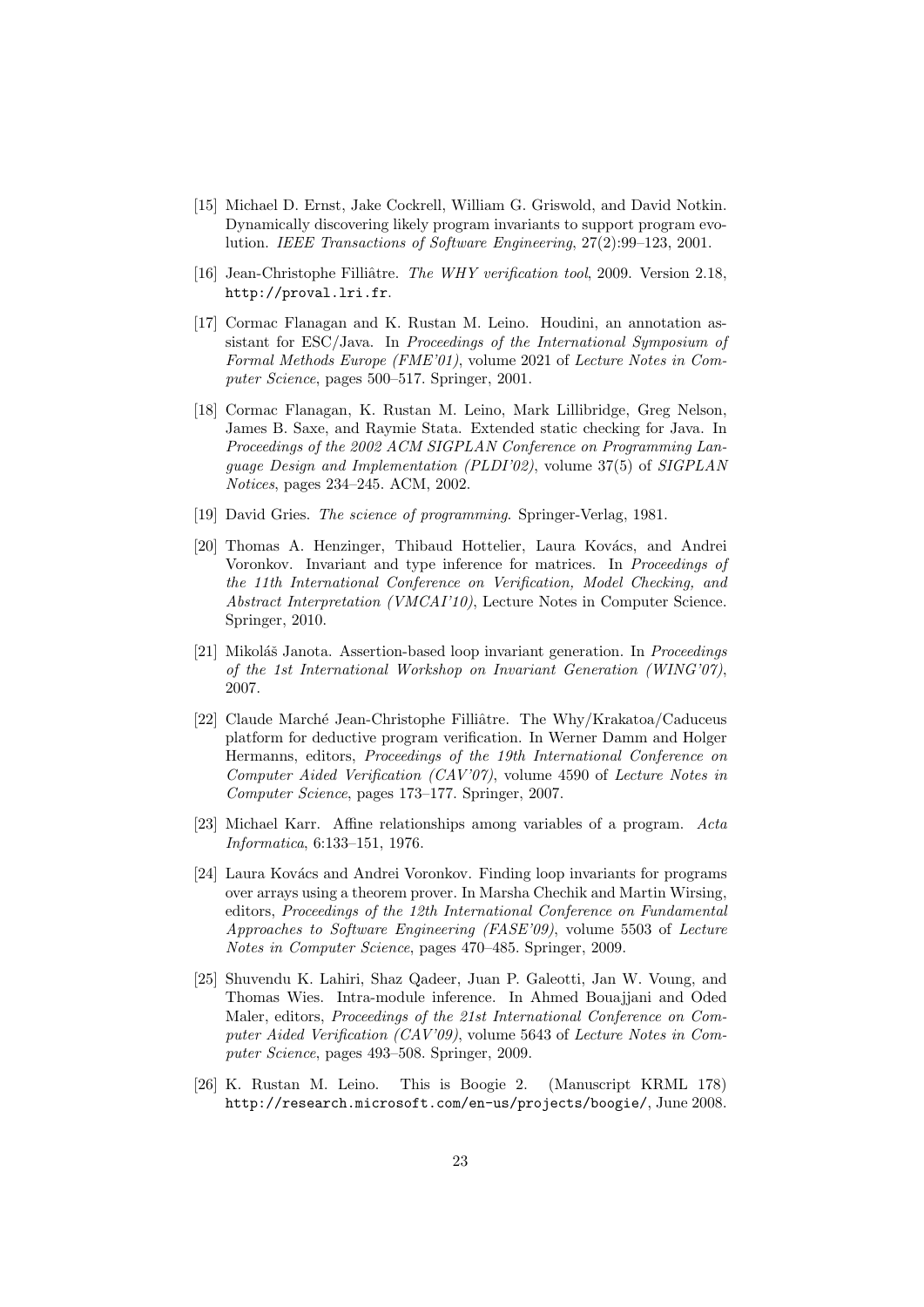[15] Michael D. Ernst, Jake Cockrell, William G. Griswold, and David Notkin. Dynamically discovering likely program invariants to support program evolution. *IEEE Transactions of Software Engineering*, 27(2):99–123, 2001.

[16] Jean-Christophe Filliâtre. *The WHY verification tool*, 2009. Version 2.18, http://proval.lri.fr.

[17] Cormac Flanagan and K. Rustan M. Leino. Houdini, an annotation assistant for ESC/Java. In *Proceedings of the International Symposium of Formal Methods Europe (FME'01)*, volume 2021 of *Lecture Notes in Computer Science*, pages 500–517. Springer, 2001.

[18] Cormac Flanagan, K. Rustan M. Leino, Mark Lillibridge, Greg Nelson, James B. Saxe, and Raymie Stata. Extended static checking for Java. In *Proceedings of the 2002 ACM SIGPLAN Conference on Programming Language Design and Implementation (PLDI'02)*, volume 37(5) of *SIGPLAN Notices*, pages 234–245. ACM, 2002.

[19] David Gries. *The science of programming*. Springer-Verlag, 1981.

[20] Thomas A. Henzinger, Thibaud Hottelier, Laura Kovács, and Andrei Voronkov. Invariant and type inference for matrices. In *Proceedings of the 11th International Conference on Verification, Model Checking, and Abstract Interpretation (VMCAI'10)*, Lecture Notes in Computer Science. Springer, 2010.

[21] Mikoláš Janota. Assertion-based loop invariant generation. In *Proceedings of the 1st International Workshop on Invariant Generation (WING'07)*, 2007.

[22] Claude Marché Jean-Christophe Filliâtre. The Why/Krakatoa/Caduceus platform for deductive program verification. In Werner Damm and Holger Hermanns, editors, *Proceedings of the 19th International Conference on Computer Aided Verification (CAV'07)*, volume 4590 of *Lecture Notes in Computer Science*, pages 173–177. Springer, 2007.

[23] Michael Karr. Affine relationships among variables of a program. *Acta Informatica*, 6:133–151, 1976.

[24] Laura Kovács and Andrei Voronkov. Finding loop invariants for programs over arrays using a theorem prover. In Marsha Chechik and Martin Wirsing, editors, *Proceedings of the 12th International Conference on Fundamental Approaches to Software Engineering (FASE'09)*, volume 5503 of *Lecture Notes in Computer Science*, pages 470–485. Springer, 2009.

[25] Shuvendu K. Lahiri, Shaz Qadeer, Juan P. Galeotti, Jan W. Voung, and Thomas Wies. Intra-module inference. In Ahmed Bouajjani and Oded Maler, editors, *Proceedings of the 21st International Conference on Computer Aided Verification (CAV'09)*, volume 5643 of *Lecture Notes in Computer Science*, pages 493–508. Springer, 2009.

[26] K. Rustan M. Leino. This is Boogie 2. (Manuscript KRML 178) http://research.microsoft.com/en-us/projects/boogie/, June 2008.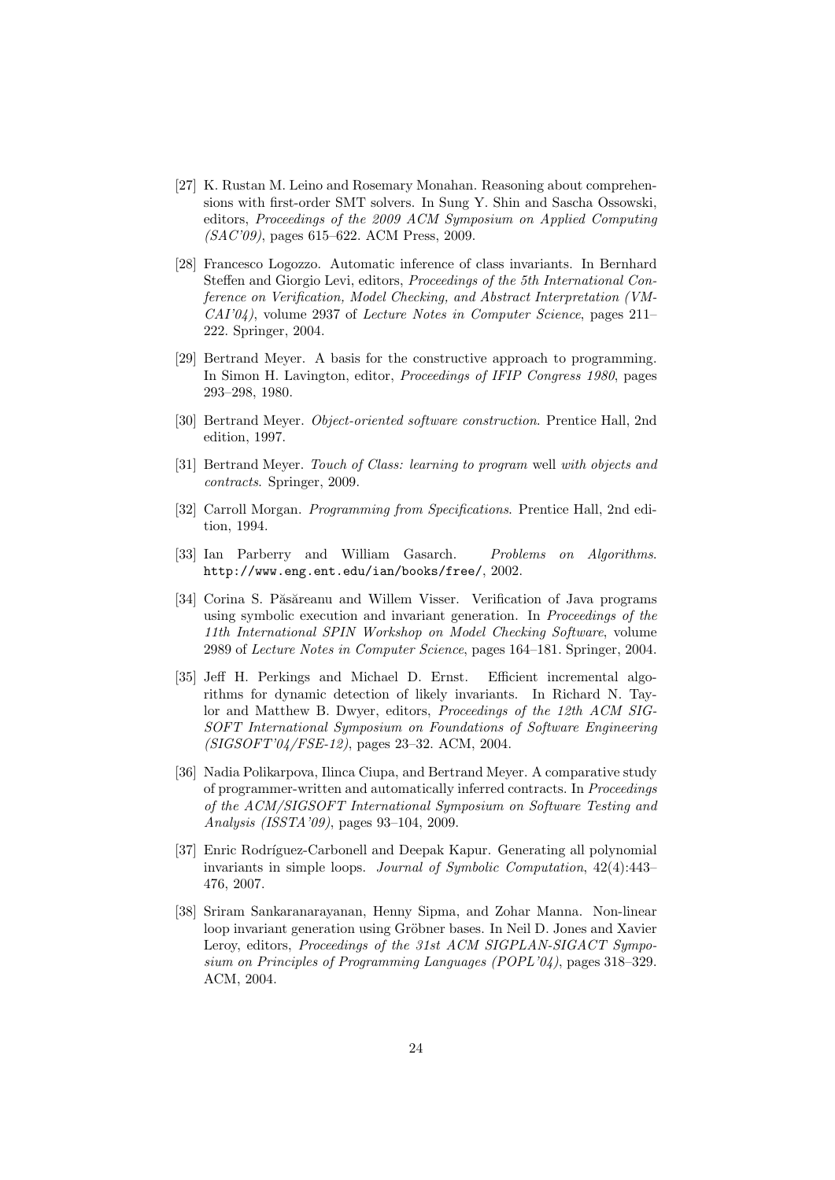[27] K. Rustan M. Leino and Rosemary Monahan. Reasoning about comprehensions with first-order SMT solvers. In Sung Y. Shin and Sascha Ossowski, editors, *Proceedings of the 2009 ACM Symposium on Applied Computing (SAC'09)*, pages 615–622. ACM Press, 2009.

[28] Francesco Logozzo. Automatic inference of class invariants. In Bernhard Steffen and Giorgio Levi, editors, *Proceedings of the 5th International Conference on Verification, Model Checking, and Abstract Interpretation (VMCAI'04)*, volume 2937 of *Lecture Notes in Computer Science*, pages 211–222. Springer, 2004.

[29] Bertrand Meyer. A basis for the constructive approach to programming. In Simon H. Lavington, editor, *Proceedings of IFIP Congress 1980*, pages 293–298, 1980.

[30] Bertrand Meyer. *Object-oriented software construction*. Prentice Hall, 2nd edition, 1997.

[31] Bertrand Meyer. *Touch of Class: learning to program* well *with objects and contracts*. Springer, 2009.

[32] Carroll Morgan. *Programming from Specifications*. Prentice Hall, 2nd edition, 1994.

[33] Ian Parberry and William Gasarch. *Problems on Algorithms*. `http://www.eng.ent.edu/ian/books/free/`, 2002.

[34] Corina S. Păsăreanu and Willem Visser. Verification of Java programs using symbolic execution and invariant generation. In *Proceedings of the 11th International SPIN Workshop on Model Checking Software*, volume 2989 of *Lecture Notes in Computer Science*, pages 164–181. Springer, 2004.

[35] Jeff H. Perkings and Michael D. Ernst. Efficient incremental algorithms for dynamic detection of likely invariants. In Richard N. Taylor and Matthew B. Dwyer, editors, *Proceedings of the 12th ACM SIGSOFT International Symposium on Foundations of Software Engineering (SIGSOFT'04/FSE-12)*, pages 23–32. ACM, 2004.

[36] Nadia Polikarpova, Ilinca Ciupa, and Bertrand Meyer. A comparative study of programmer-written and automatically inferred contracts. In *Proceedings of the ACM/SIGSOFT International Symposium on Software Testing and Analysis (ISSTA'09)*, pages 93–104, 2009.

[37] Enric Rodríguez-Carbonell and Deepak Kapur. Generating all polynomial invariants in simple loops. *Journal of Symbolic Computation*, 42(4):443–476, 2007.

[38] Sriram Sankaranarayanan, Henny Sipma, and Zohar Manna. Non-linear loop invariant generation using Gröbner bases. In Neil D. Jones and Xavier Leroy, editors, *Proceedings of the 31st ACM SIGPLAN-SIGACT Symposium on Principles of Programming Languages (POPL'04)*, pages 318–329. ACM, 2004.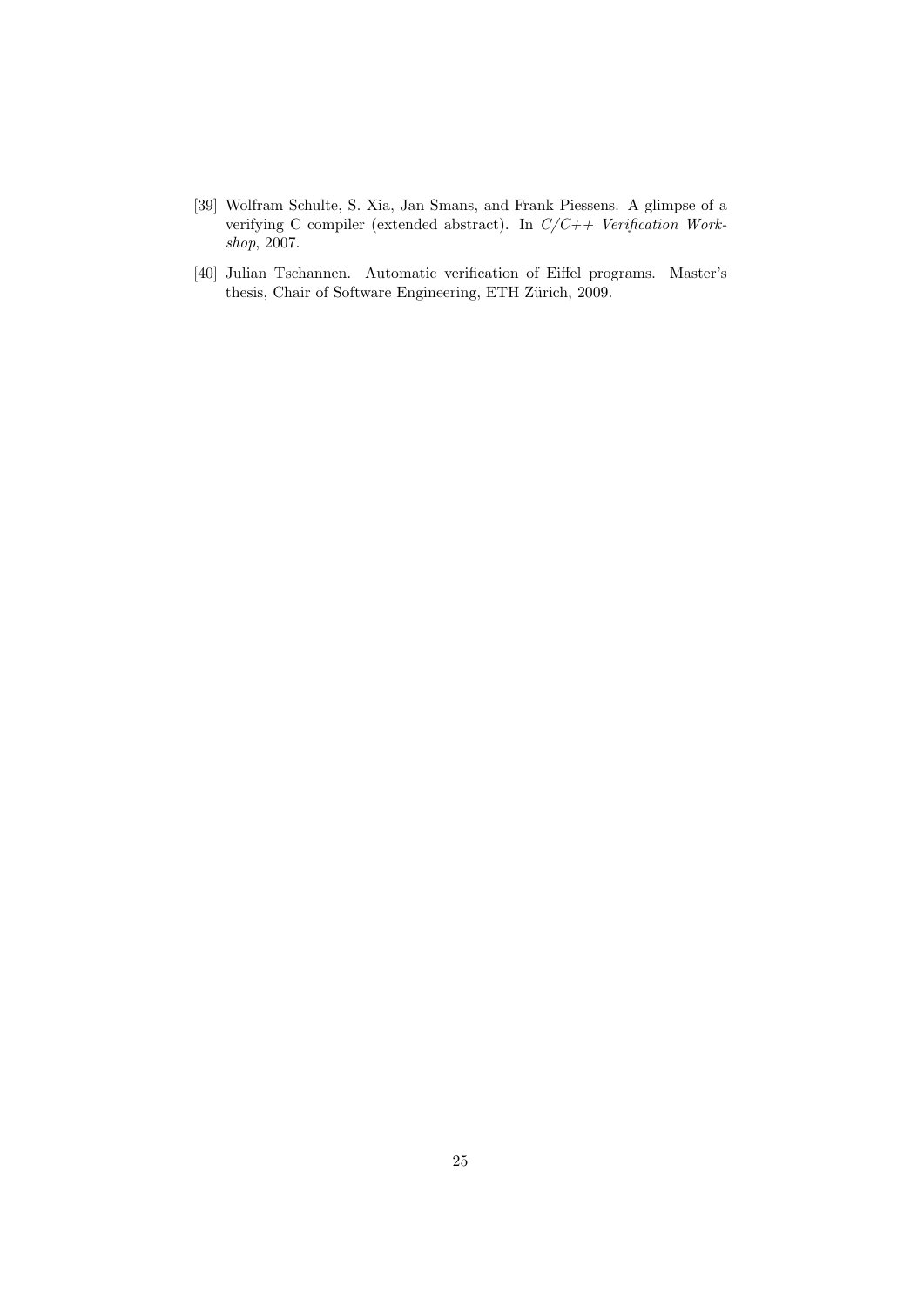[39] Wolfram Schulte, S. Xia, Jan Smans, and Frank Piessens. A glimpse of a verifying C compiler (extended abstract). In *C/C++ Verification Workshop*, 2007.

[40] Julian Tschannen. Automatic verification of Eiffel programs. Master's thesis, Chair of Software Engineering, ETH Zürich, 2009.